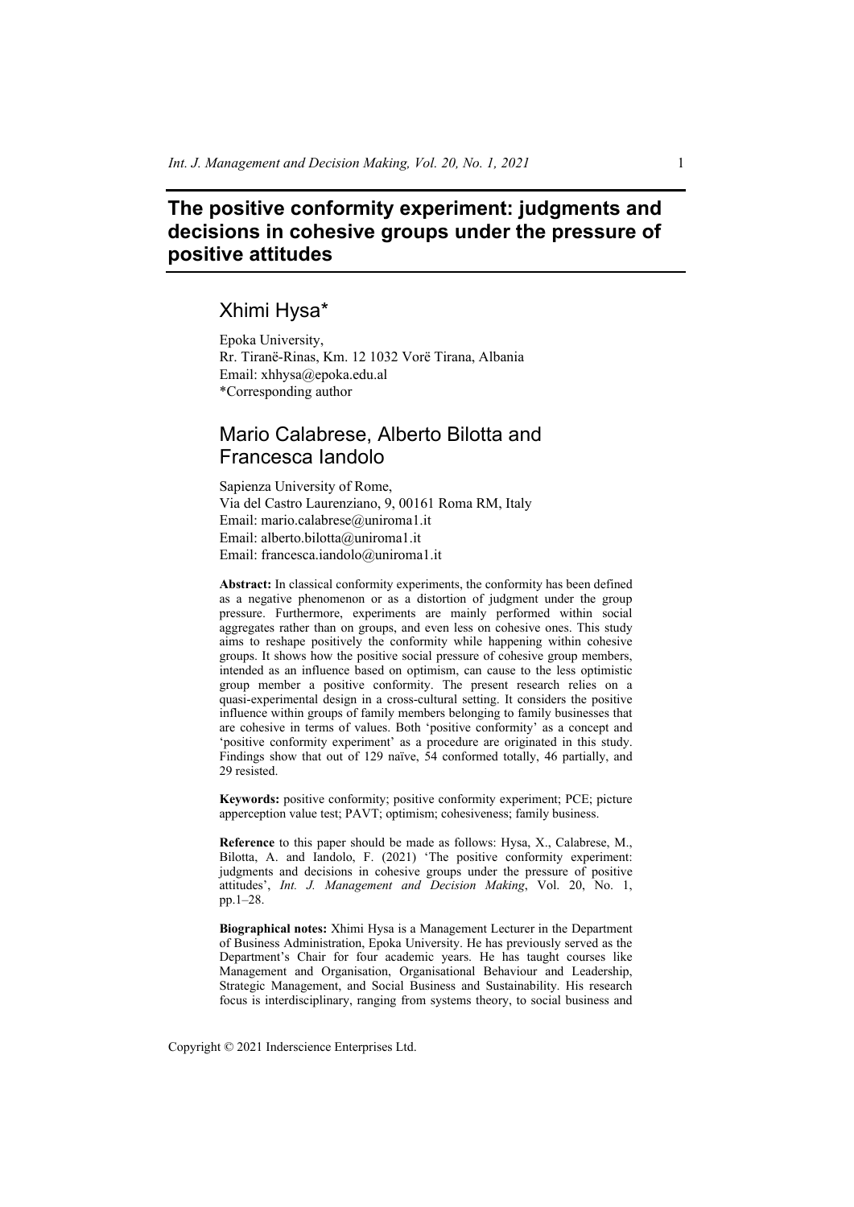# The positive conformity experiment: judgments and decisions in cohesive groups under the pressure of positive attitudes

## Xhimi Hysa*

Epoka University,
Rr. Tiranë-Rinas, Km. 12 1032 Vorë Tirana, Albania
Email: xhhysa@epoka.edu.al
*Corresponding author

## Mario Calabrese, Alberto Bilotta and Francesca Iandolo

Sapienza University of Rome,
Via del Castro Laurenziano, 9, 00161 Roma RM, Italy
Email: mario.calabrese@uniroma1.it
Email: alberto.bilotta@uniroma1.it
Email: francesca.iandolo@uniroma1.it

**Abstract:** In classical conformity experiments, the conformity has been defined as a negative phenomenon or as a distortion of judgment under the group pressure. Furthermore, experiments are mainly performed within social aggregates rather than on groups, and even less on cohesive ones. This study aims to reshape positively the conformity while happening within cohesive groups. It shows how the positive social pressure of cohesive group members, intended as an influence based on optimism, can cause to the less optimistic group member a positive conformity. The present research relies on a quasi-experimental design in a cross-cultural setting. It considers the positive influence within groups of family members belonging to family businesses that are cohesive in terms of values. Both 'positive conformity' as a concept and 'positive conformity experiment' as a procedure are originated in this study. Findings show that out of 129 naïve, 54 conformed totally, 46 partially, and 29 resisted.

**Keywords:** positive conformity; positive conformity experiment; PCE; picture apperception value test; PAVT; optimism; cohesiveness; family business.

**Reference** to this paper should be made as follows: Hysa, X., Calabrese, M., Bilotta, A. and Iandolo, F. (2021) 'The positive conformity experiment: judgments and decisions in cohesive groups under the pressure of positive attitudes', *Int. J. Management and Decision Making*, Vol. 20, No. 1, pp.1–28.

**Biographical notes:** Xhimi Hysa is a Management Lecturer in the Department of Business Administration, Epoka University. He has previously served as the Department's Chair for four academic years. He has taught courses like Management and Organisation, Organisational Behaviour and Leadership, Strategic Management, and Social Business and Sustainability. His research focus is interdisciplinary, ranging from systems theory, to social business and

Copyright © 2021 Inderscience Enterprises Ltd.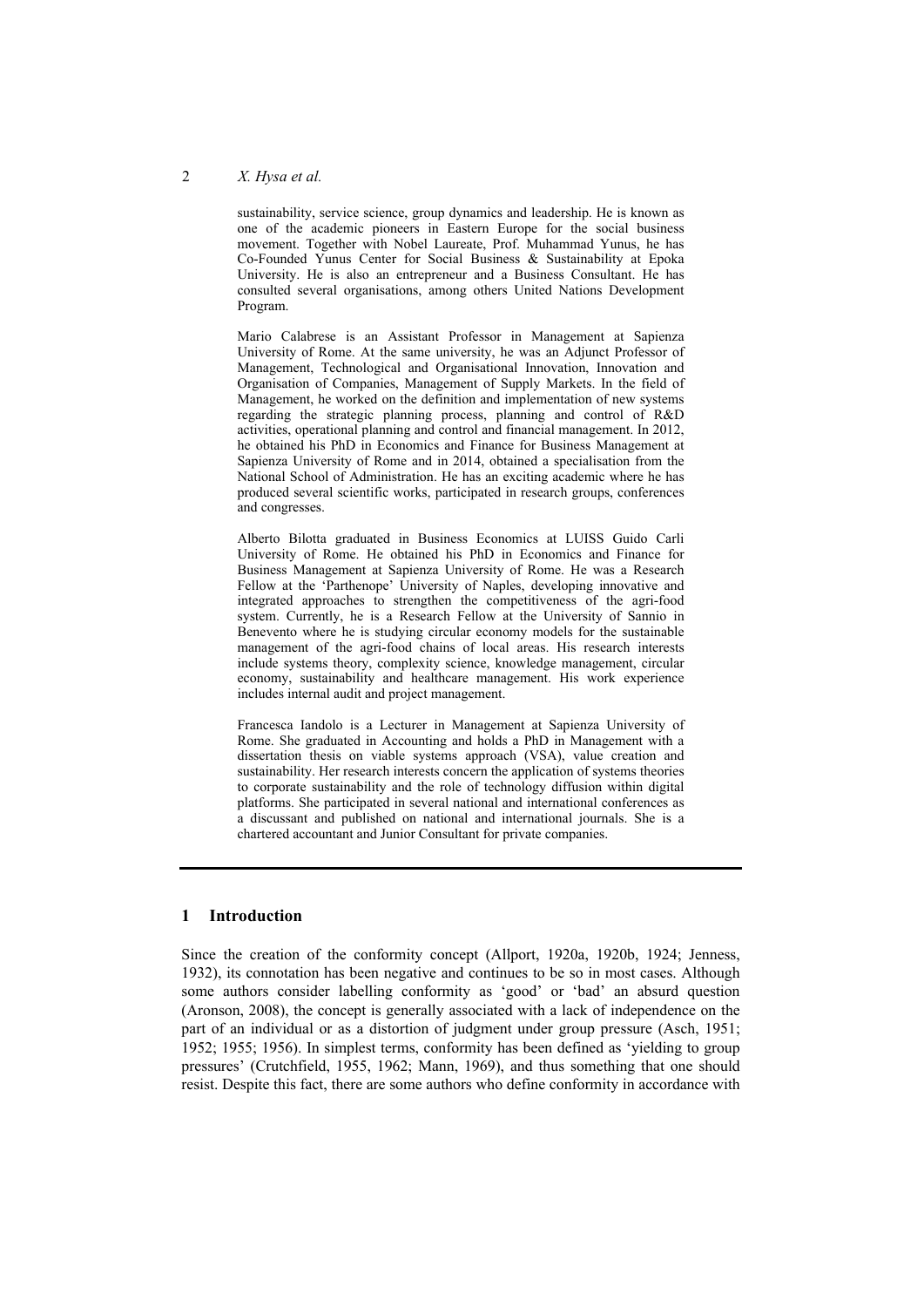sustainability, service science, group dynamics and leadership. He is known as one of the academic pioneers in Eastern Europe for the social business movement. Together with Nobel Laureate, Prof. Muhammad Yunus, he has Co-Founded Yunus Center for Social Business & Sustainability at Epoka University. He is also an entrepreneur and a Business Consultant. He has consulted several organisations, among others United Nations Development Program.

Mario Calabrese is an Assistant Professor in Management at Sapienza University of Rome. At the same university, he was an Adjunct Professor of Management, Technological and Organisational Innovation, Innovation and Organisation of Companies, Management of Supply Markets. In the field of Management, he worked on the definition and implementation of new systems regarding the strategic planning process, planning and control of R&D activities, operational planning and control and financial management. In 2012, he obtained his PhD in Economics and Finance for Business Management at Sapienza University of Rome and in 2014, obtained a specialisation from the National School of Administration. He has an exciting academic where he has produced several scientific works, participated in research groups, conferences and congresses.

Alberto Bilotta graduated in Business Economics at LUISS Guido Carli University of Rome. He obtained his PhD in Economics and Finance for Business Management at Sapienza University of Rome. He was a Research Fellow at the 'Parthenope' University of Naples, developing innovative and integrated approaches to strengthen the competitiveness of the agri-food system. Currently, he is a Research Fellow at the University of Sannio in Benevento where he is studying circular economy models for the sustainable management of the agri-food chains of local areas. His research interests include systems theory, complexity science, knowledge management, circular economy, sustainability and healthcare management. His work experience includes internal audit and project management.

Francesca Iandolo is a Lecturer in Management at Sapienza University of Rome. She graduated in Accounting and holds a PhD in Management with a dissertation thesis on viable systems approach (VSA), value creation and sustainability. Her research interests concern the application of systems theories to corporate sustainability and the role of technology diffusion within digital platforms. She participated in several national and international conferences as a discussant and published on national and international journals. She is a chartered accountant and Junior Consultant for private companies.

## 1 Introduction

Since the creation of the conformity concept (Allport, 1920a, 1920b, 1924; Jenness, 1932), its connotation has been negative and continues to be so in most cases. Although some authors consider labelling conformity as 'good' or 'bad' an absurd question (Aronson, 2008), the concept is generally associated with a lack of independence on the part of an individual or as a distortion of judgment under group pressure (Asch, 1951; 1952; 1955; 1956). In simplest terms, conformity has been defined as 'yielding to group pressures' (Crutchfield, 1955, 1962; Mann, 1969), and thus something that one should resist. Despite this fact, there are some authors who define conformity in accordance with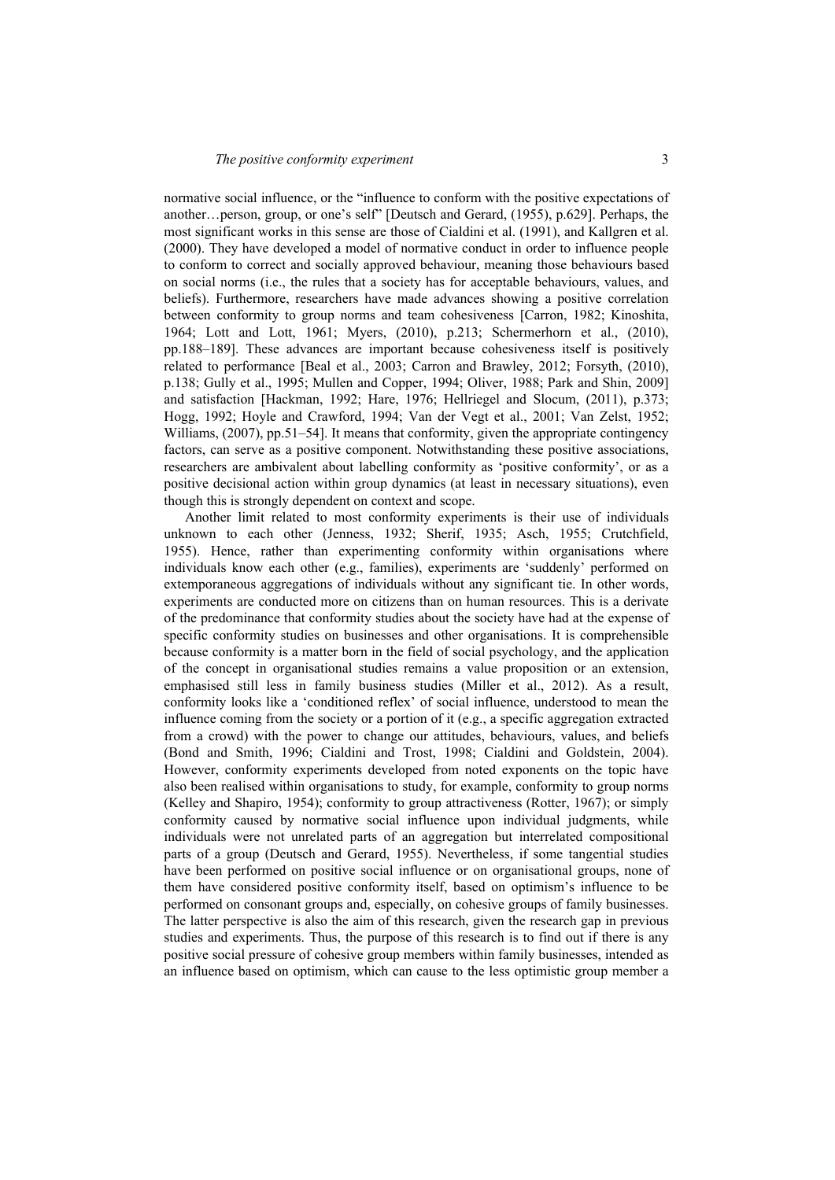normative social influence, or the "influence to conform with the positive expectations of another…person, group, or one's self" [Deutsch and Gerard, (1955), p.629]. Perhaps, the most significant works in this sense are those of Cialdini et al. (1991), and Kallgren et al. (2000). They have developed a model of normative conduct in order to influence people to conform to correct and socially approved behaviour, meaning those behaviours based on social norms (i.e., the rules that a society has for acceptable behaviours, values, and beliefs). Furthermore, researchers have made advances showing a positive correlation between conformity to group norms and team cohesiveness [Carron, 1982; Kinoshita, 1964; Lott and Lott, 1961; Myers, (2010), p.213; Schermerhorn et al., (2010), pp.188–189]. These advances are important because cohesiveness itself is positively related to performance [Beal et al., 2003; Carron and Brawley, 2012; Forsyth, (2010), p.138; Gully et al., 1995; Mullen and Copper, 1994; Oliver, 1988; Park and Shin, 2009] and satisfaction [Hackman, 1992; Hare, 1976; Hellriegel and Slocum, (2011), p.373; Hogg, 1992; Hoyle and Crawford, 1994; Van der Vegt et al., 2001; Van Zelst, 1952; Williams, (2007), pp.51–54]. It means that conformity, given the appropriate contingency factors, can serve as a positive component. Notwithstanding these positive associations, researchers are ambivalent about labelling conformity as 'positive conformity', or as a positive decisional action within group dynamics (at least in necessary situations), even though this is strongly dependent on context and scope.

Another limit related to most conformity experiments is their use of individuals unknown to each other (Jenness, 1932; Sherif, 1935; Asch, 1955; Crutchfield, 1955). Hence, rather than experimenting conformity within organisations where individuals know each other (e.g., families), experiments are 'suddenly' performed on extemporaneous aggregations of individuals without any significant tie. In other words, experiments are conducted more on citizens than on human resources. This is a derivate of the predominance that conformity studies about the society have had at the expense of specific conformity studies on businesses and other organisations. It is comprehensible because conformity is a matter born in the field of social psychology, and the application of the concept in organisational studies remains a value proposition or an extension, emphasised still less in family business studies (Miller et al., 2012). As a result, conformity looks like a 'conditioned reflex' of social influence, understood to mean the influence coming from the society or a portion of it (e.g., a specific aggregation extracted from a crowd) with the power to change our attitudes, behaviours, values, and beliefs (Bond and Smith, 1996; Cialdini and Trost, 1998; Cialdini and Goldstein, 2004). However, conformity experiments developed from noted exponents on the topic have also been realised within organisations to study, for example, conformity to group norms (Kelley and Shapiro, 1954); conformity to group attractiveness (Rotter, 1967); or simply conformity caused by normative social influence upon individual judgments, while individuals were not unrelated parts of an aggregation but interrelated compositional parts of a group (Deutsch and Gerard, 1955). Nevertheless, if some tangential studies have been performed on positive social influence or on organisational groups, none of them have considered positive conformity itself, based on optimism's influence to be performed on consonant groups and, especially, on cohesive groups of family businesses. The latter perspective is also the aim of this research, given the research gap in previous studies and experiments. Thus, the purpose of this research is to find out if there is any positive social pressure of cohesive group members within family businesses, intended as an influence based on optimism, which can cause to the less optimistic group member a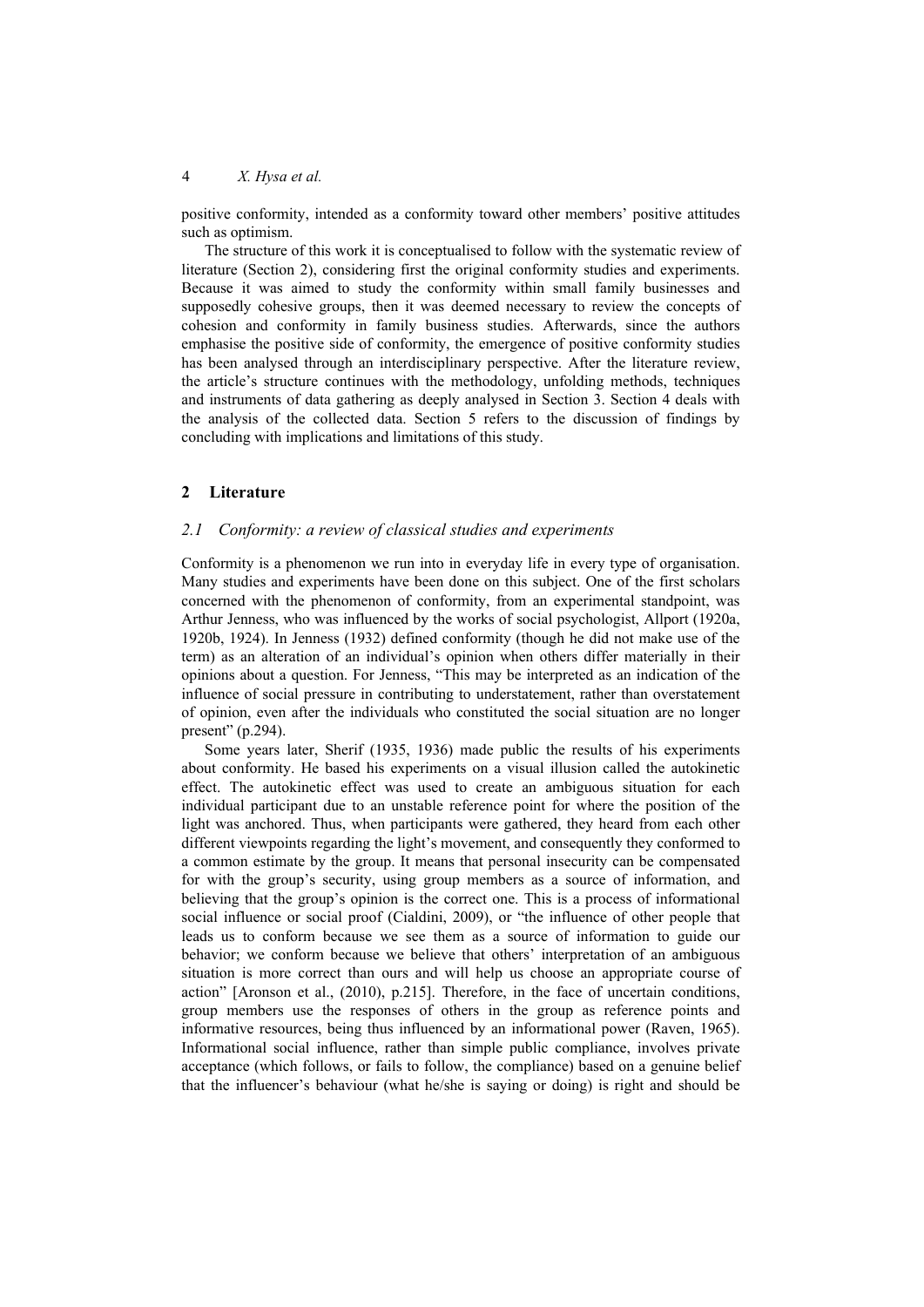positive conformity, intended as a conformity toward other members' positive attitudes such as optimism.

The structure of this work it is conceptualised to follow with the systematic review of literature (Section 2), considering first the original conformity studies and experiments. Because it was aimed to study the conformity within small family businesses and supposedly cohesive groups, then it was deemed necessary to review the concepts of cohesion and conformity in family business studies. Afterwards, since the authors emphasise the positive side of conformity, the emergence of positive conformity studies has been analysed through an interdisciplinary perspective. After the literature review, the article's structure continues with the methodology, unfolding methods, techniques and instruments of data gathering as deeply analysed in Section 3. Section 4 deals with the analysis of the collected data. Section 5 refers to the discussion of findings by concluding with implications and limitations of this study.

## 2 Literature

### 2.1 Conformity: a review of classical studies and experiments

Conformity is a phenomenon we run into in everyday life in every type of organisation. Many studies and experiments have been done on this subject. One of the first scholars concerned with the phenomenon of conformity, from an experimental standpoint, was Arthur Jenness, who was influenced by the works of social psychologist, Allport (1920a, 1920b, 1924). In Jenness (1932) defined conformity (though he did not make use of the term) as an alteration of an individual's opinion when others differ materially in their opinions about a question. For Jenness, "This may be interpreted as an indication of the influence of social pressure in contributing to understatement, rather than overstatement of opinion, even after the individuals who constituted the social situation are no longer present" (p.294).

Some years later, Sherif (1935, 1936) made public the results of his experiments about conformity. He based his experiments on a visual illusion called the autokinetic effect. The autokinetic effect was used to create an ambiguous situation for each individual participant due to an unstable reference point for where the position of the light was anchored. Thus, when participants were gathered, they heard from each other different viewpoints regarding the light's movement, and consequently they conformed to a common estimate by the group. It means that personal insecurity can be compensated for with the group's security, using group members as a source of information, and believing that the group's opinion is the correct one. This is a process of informational social influence or social proof (Cialdini, 2009), or "the influence of other people that leads us to conform because we see them as a source of information to guide our behavior; we conform because we believe that others' interpretation of an ambiguous situation is more correct than ours and will help us choose an appropriate course of action" [Aronson et al., (2010), p.215]. Therefore, in the face of uncertain conditions, group members use the responses of others in the group as reference points and informative resources, being thus influenced by an informational power (Raven, 1965). Informational social influence, rather than simple public compliance, involves private acceptance (which follows, or fails to follow, the compliance) based on a genuine belief that the influencer's behaviour (what he/she is saying or doing) is right and should be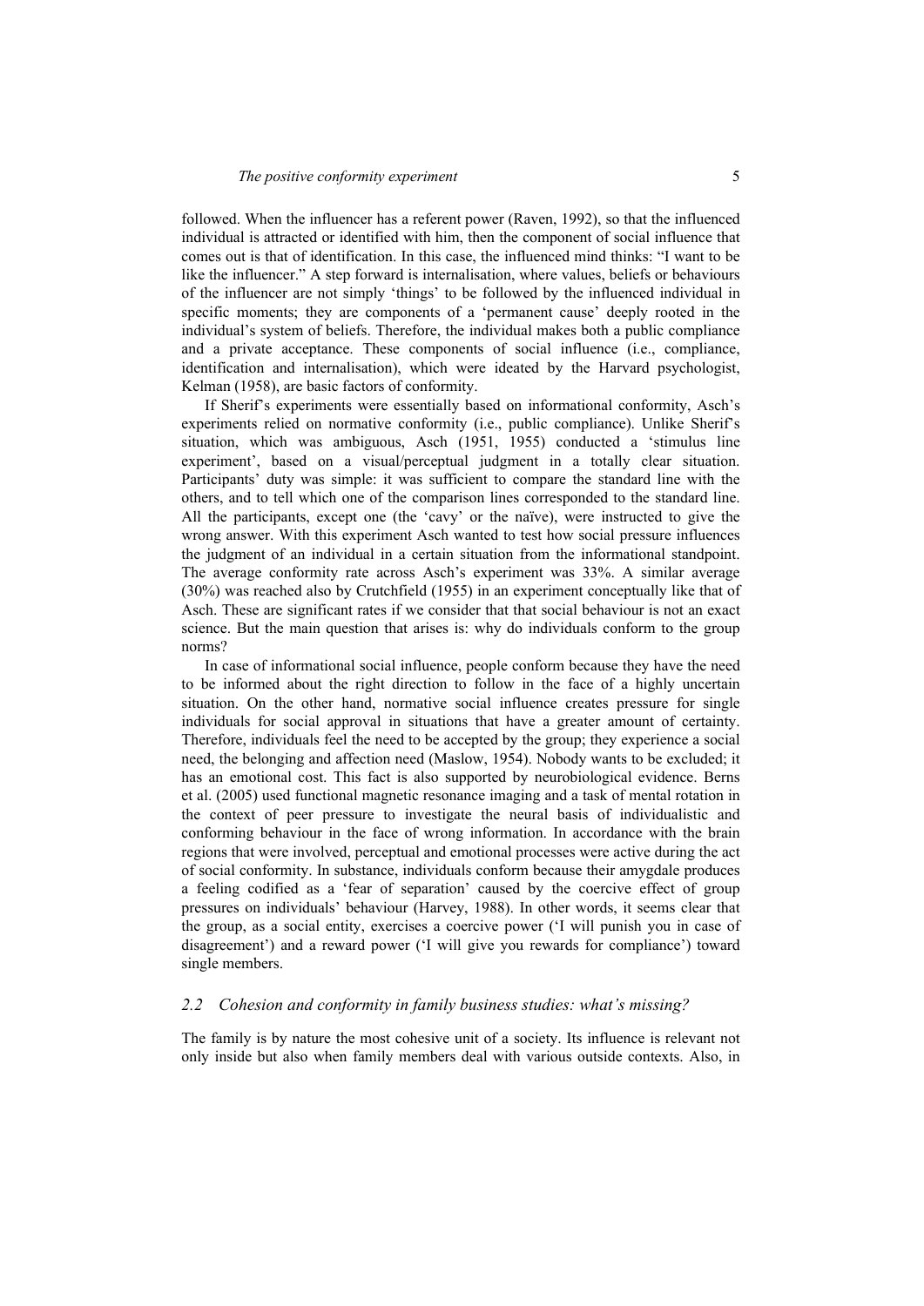followed. When the influencer has a referent power (Raven, 1992), so that the influenced individual is attracted or identified with him, then the component of social influence that comes out is that of identification. In this case, the influenced mind thinks: "I want to be like the influencer." A step forward is internalisation, where values, beliefs or behaviours of the influencer are not simply 'things' to be followed by the influenced individual in specific moments; they are components of a 'permanent cause' deeply rooted in the individual's system of beliefs. Therefore, the individual makes both a public compliance and a private acceptance. These components of social influence (i.e., compliance, identification and internalisation), which were ideated by the Harvard psychologist, Kelman (1958), are basic factors of conformity.

If Sherif's experiments were essentially based on informational conformity, Asch's experiments relied on normative conformity (i.e., public compliance). Unlike Sherif's situation, which was ambiguous, Asch (1951, 1955) conducted a 'stimulus line experiment', based on a visual/perceptual judgment in a totally clear situation. Participants' duty was simple: it was sufficient to compare the standard line with the others, and to tell which one of the comparison lines corresponded to the standard line. All the participants, except one (the 'cavy' or the naïve), were instructed to give the wrong answer. With this experiment Asch wanted to test how social pressure influences the judgment of an individual in a certain situation from the informational standpoint. The average conformity rate across Asch's experiment was 33%. A similar average (30%) was reached also by Crutchfield (1955) in an experiment conceptually like that of Asch. These are significant rates if we consider that that social behaviour is not an exact science. But the main question that arises is: why do individuals conform to the group norms?

In case of informational social influence, people conform because they have the need to be informed about the right direction to follow in the face of a highly uncertain situation. On the other hand, normative social influence creates pressure for single individuals for social approval in situations that have a greater amount of certainty. Therefore, individuals feel the need to be accepted by the group; they experience a social need, the belonging and affection need (Maslow, 1954). Nobody wants to be excluded; it has an emotional cost. This fact is also supported by neurobiological evidence. Berns et al. (2005) used functional magnetic resonance imaging and a task of mental rotation in the context of peer pressure to investigate the neural basis of individualistic and conforming behaviour in the face of wrong information. In accordance with the brain regions that were involved, perceptual and emotional processes were active during the act of social conformity. In substance, individuals conform because their amygdale produces a feeling codified as a 'fear of separation' caused by the coercive effect of group pressures on individuals' behaviour (Harvey, 1988). In other words, it seems clear that the group, as a social entity, exercises a coercive power ('I will punish you in case of disagreement') and a reward power ('I will give you rewards for compliance') toward single members.

### *2.2 Cohesion and conformity in family business studies: what's missing?*

The family is by nature the most cohesive unit of a society. Its influence is relevant not only inside but also when family members deal with various outside contexts. Also, in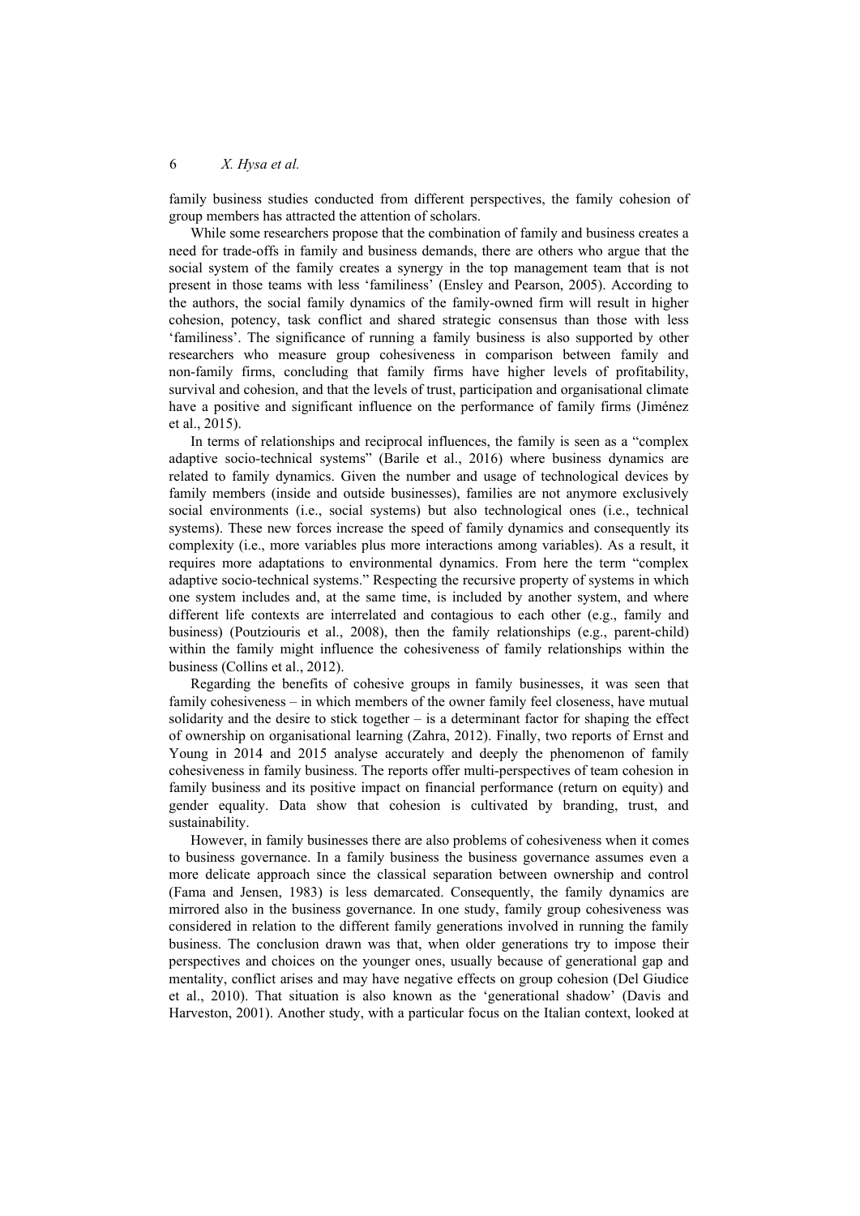family business studies conducted from different perspectives, the family cohesion of group members has attracted the attention of scholars.

While some researchers propose that the combination of family and business creates a need for trade-offs in family and business demands, there are others who argue that the social system of the family creates a synergy in the top management team that is not present in those teams with less 'familiness' (Ensley and Pearson, 2005). According to the authors, the social family dynamics of the family-owned firm will result in higher cohesion, potency, task conflict and shared strategic consensus than those with less 'familiness'. The significance of running a family business is also supported by other researchers who measure group cohesiveness in comparison between family and non-family firms, concluding that family firms have higher levels of profitability, survival and cohesion, and that the levels of trust, participation and organisational climate have a positive and significant influence on the performance of family firms (Jiménez et al., 2015).

In terms of relationships and reciprocal influences, the family is seen as a "complex adaptive socio-technical systems" (Barile et al., 2016) where business dynamics are related to family dynamics. Given the number and usage of technological devices by family members (inside and outside businesses), families are not anymore exclusively social environments (i.e., social systems) but also technological ones (i.e., technical systems). These new forces increase the speed of family dynamics and consequently its complexity (i.e., more variables plus more interactions among variables). As a result, it requires more adaptations to environmental dynamics. From here the term "complex adaptive socio-technical systems." Respecting the recursive property of systems in which one system includes and, at the same time, is included by another system, and where different life contexts are interrelated and contagious to each other (e.g., family and business) (Poutziouris et al., 2008), then the family relationships (e.g., parent-child) within the family might influence the cohesiveness of family relationships within the business (Collins et al., 2012).

Regarding the benefits of cohesive groups in family businesses, it was seen that family cohesiveness – in which members of the owner family feel closeness, have mutual solidarity and the desire to stick together – is a determinant factor for shaping the effect of ownership on organisational learning (Zahra, 2012). Finally, two reports of Ernst and Young in 2014 and 2015 analyse accurately and deeply the phenomenon of family cohesiveness in family business. The reports offer multi-perspectives of team cohesion in family business and its positive impact on financial performance (return on equity) and gender equality. Data show that cohesion is cultivated by branding, trust, and sustainability.

However, in family businesses there are also problems of cohesiveness when it comes to business governance. In a family business the business governance assumes even a more delicate approach since the classical separation between ownership and control (Fama and Jensen, 1983) is less demarcated. Consequently, the family dynamics are mirrored also in the business governance. In one study, family group cohesiveness was considered in relation to the different family generations involved in running the family business. The conclusion drawn was that, when older generations try to impose their perspectives and choices on the younger ones, usually because of generational gap and mentality, conflict arises and may have negative effects on group cohesion (Del Giudice et al., 2010). That situation is also known as the 'generational shadow' (Davis and Harveston, 2001). Another study, with a particular focus on the Italian context, looked at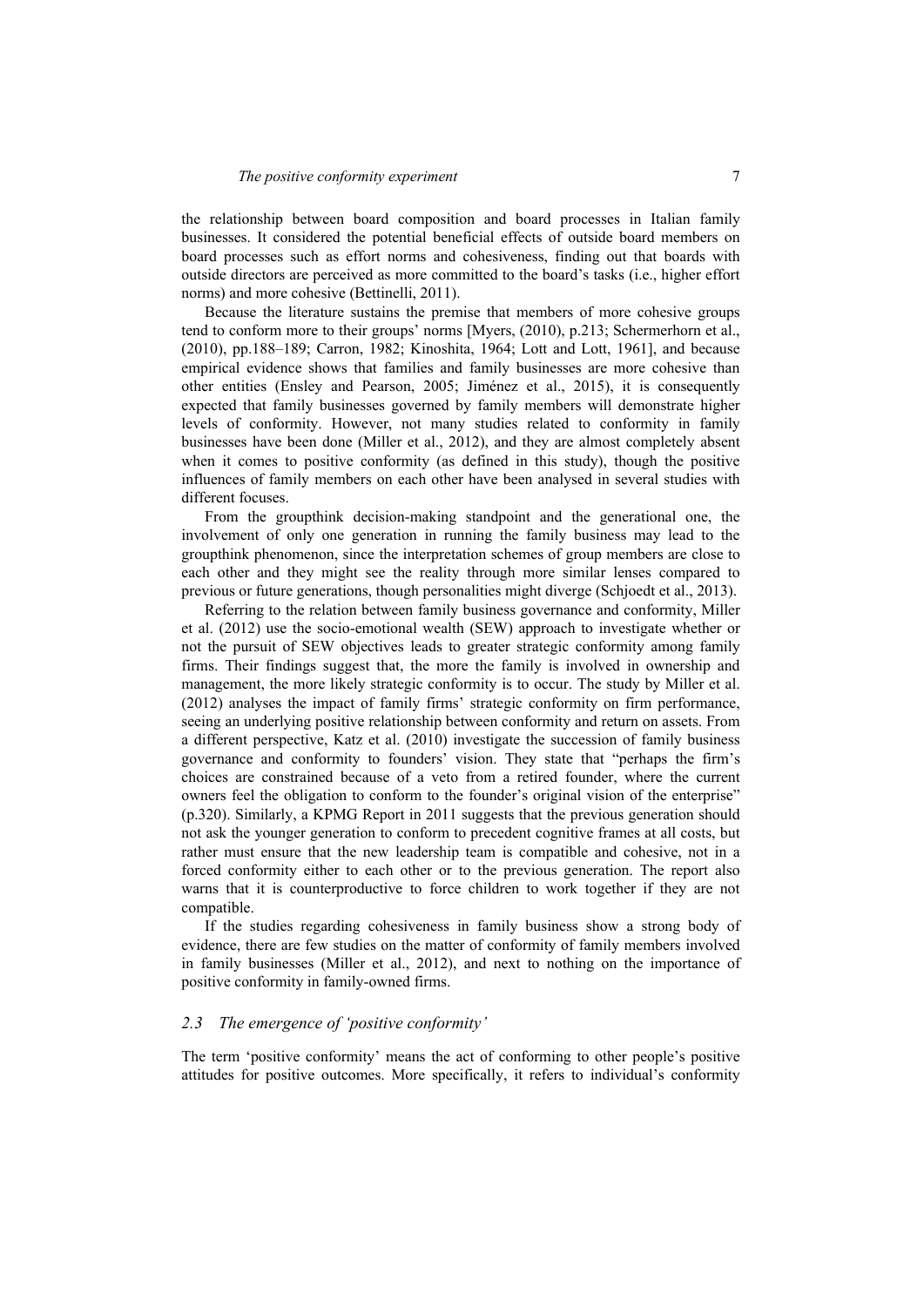the relationship between board composition and board processes in Italian family businesses. It considered the potential beneficial effects of outside board members on board processes such as effort norms and cohesiveness, finding out that boards with outside directors are perceived as more committed to the board's tasks (i.e., higher effort norms) and more cohesive (Bettinelli, 2011).

Because the literature sustains the premise that members of more cohesive groups tend to conform more to their groups' norms [Myers, (2010), p.213; Schermerhorn et al., (2010), pp.188–189; Carron, 1982; Kinoshita, 1964; Lott and Lott, 1961], and because empirical evidence shows that families and family businesses are more cohesive than other entities (Ensley and Pearson, 2005; Jiménez et al., 2015), it is consequently expected that family businesses governed by family members will demonstrate higher levels of conformity. However, not many studies related to conformity in family businesses have been done (Miller et al., 2012), and they are almost completely absent when it comes to positive conformity (as defined in this study), though the positive influences of family members on each other have been analysed in several studies with different focuses.

From the groupthink decision-making standpoint and the generational one, the involvement of only one generation in running the family business may lead to the groupthink phenomenon, since the interpretation schemes of group members are close to each other and they might see the reality through more similar lenses compared to previous or future generations, though personalities might diverge (Schjoedt et al., 2013).

Referring to the relation between family business governance and conformity, Miller et al. (2012) use the socio-emotional wealth (SEW) approach to investigate whether or not the pursuit of SEW objectives leads to greater strategic conformity among family firms. Their findings suggest that, the more the family is involved in ownership and management, the more likely strategic conformity is to occur. The study by Miller et al. (2012) analyses the impact of family firms' strategic conformity on firm performance, seeing an underlying positive relationship between conformity and return on assets. From a different perspective, Katz et al. (2010) investigate the succession of family business governance and conformity to founders' vision. They state that "perhaps the firm's choices are constrained because of a veto from a retired founder, where the current owners feel the obligation to conform to the founder's original vision of the enterprise" (p.320). Similarly, a KPMG Report in 2011 suggests that the previous generation should not ask the younger generation to conform to precedent cognitive frames at all costs, but rather must ensure that the new leadership team is compatible and cohesive, not in a forced conformity either to each other or to the previous generation. The report also warns that it is counterproductive to force children to work together if they are not compatible.

If the studies regarding cohesiveness in family business show a strong body of evidence, there are few studies on the matter of conformity of family members involved in family businesses (Miller et al., 2012), and next to nothing on the importance of positive conformity in family-owned firms.

### 2.3 The emergence of 'positive conformity'

The term 'positive conformity' means the act of conforming to other people's positive attitudes for positive outcomes. More specifically, it refers to individual's conformity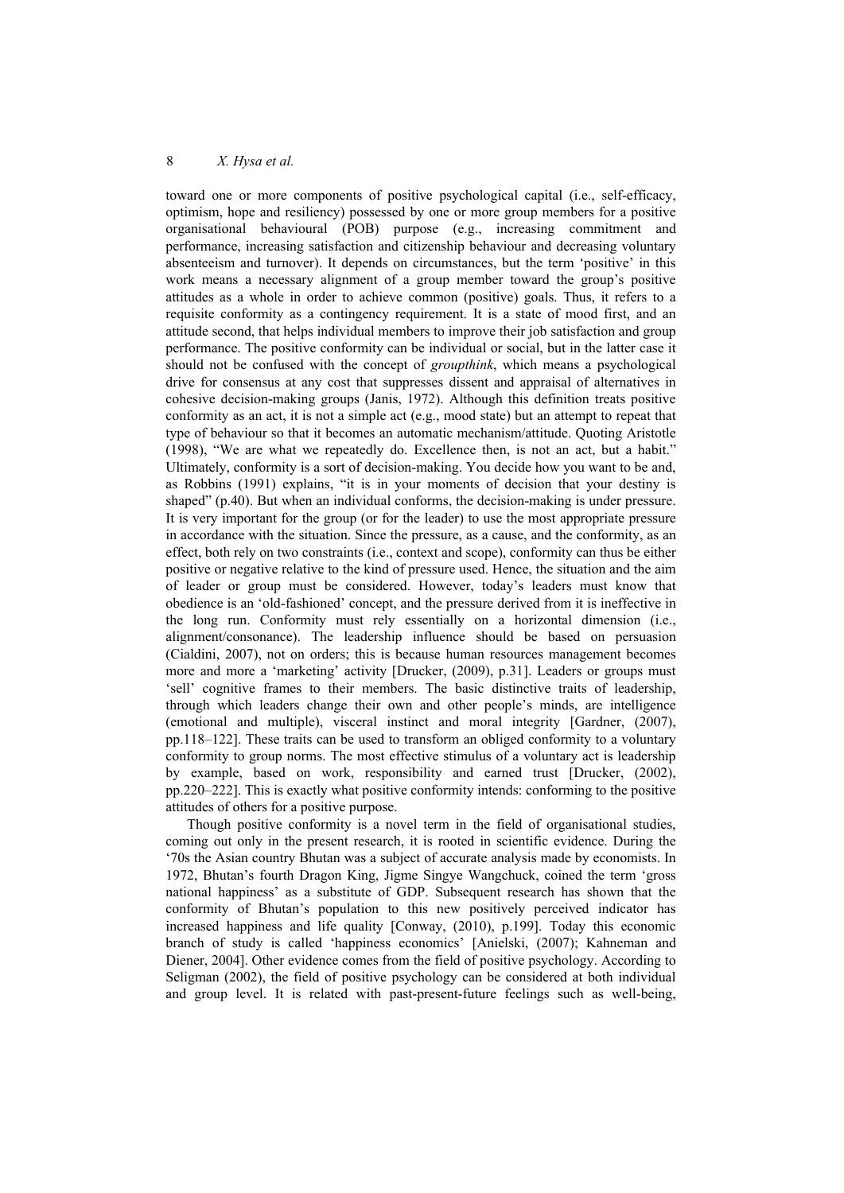toward one or more components of positive psychological capital (i.e., self-efficacy, optimism, hope and resiliency) possessed by one or more group members for a positive organisational behavioural (POB) purpose (e.g., increasing commitment and performance, increasing satisfaction and citizenship behaviour and decreasing voluntary absenteeism and turnover). It depends on circumstances, but the term 'positive' in this work means a necessary alignment of a group member toward the group's positive attitudes as a whole in order to achieve common (positive) goals. Thus, it refers to a requisite conformity as a contingency requirement. It is a state of mood first, and an attitude second, that helps individual members to improve their job satisfaction and group performance. The positive conformity can be individual or social, but in the latter case it should not be confused with the concept of *groupthink*, which means a psychological drive for consensus at any cost that suppresses dissent and appraisal of alternatives in cohesive decision-making groups (Janis, 1972). Although this definition treats positive conformity as an act, it is not a simple act (e.g., mood state) but an attempt to repeat that type of behaviour so that it becomes an automatic mechanism/attitude. Quoting Aristotle (1998), "We are what we repeatedly do. Excellence then, is not an act, but a habit." Ultimately, conformity is a sort of decision-making. You decide how you want to be and, as Robbins (1991) explains, "it is in your moments of decision that your destiny is shaped" (p.40). But when an individual conforms, the decision-making is under pressure. It is very important for the group (or for the leader) to use the most appropriate pressure in accordance with the situation. Since the pressure, as a cause, and the conformity, as an effect, both rely on two constraints (i.e., context and scope), conformity can thus be either positive or negative relative to the kind of pressure used. Hence, the situation and the aim of leader or group must be considered. However, today's leaders must know that obedience is an 'old-fashioned' concept, and the pressure derived from it is ineffective in the long run. Conformity must rely essentially on a horizontal dimension (i.e., alignment/consonance). The leadership influence should be based on persuasion (Cialdini, 2007), not on orders; this is because human resources management becomes more and more a 'marketing' activity [Drucker, (2009), p.31]. Leaders or groups must 'sell' cognitive frames to their members. The basic distinctive traits of leadership, through which leaders change their own and other people's minds, are intelligence (emotional and multiple), visceral instinct and moral integrity [Gardner, (2007), pp.118–122]. These traits can be used to transform an obliged conformity to a voluntary conformity to group norms. The most effective stimulus of a voluntary act is leadership by example, based on work, responsibility and earned trust [Drucker, (2002), pp.220–222]. This is exactly what positive conformity intends: conforming to the positive attitudes of others for a positive purpose.

Though positive conformity is a novel term in the field of organisational studies, coming out only in the present research, it is rooted in scientific evidence. During the '70s the Asian country Bhutan was a subject of accurate analysis made by economists. In 1972, Bhutan's fourth Dragon King, Jigme Singye Wangchuck, coined the term 'gross national happiness' as a substitute of GDP. Subsequent research has shown that the conformity of Bhutan's population to this new positively perceived indicator has increased happiness and life quality [Conway, (2010), p.199]. Today this economic branch of study is called 'happiness economics' [Anielski, (2007); Kahneman and Diener, 2004]. Other evidence comes from the field of positive psychology. According to Seligman (2002), the field of positive psychology can be considered at both individual and group level. It is related with past-present-future feelings such as well-being,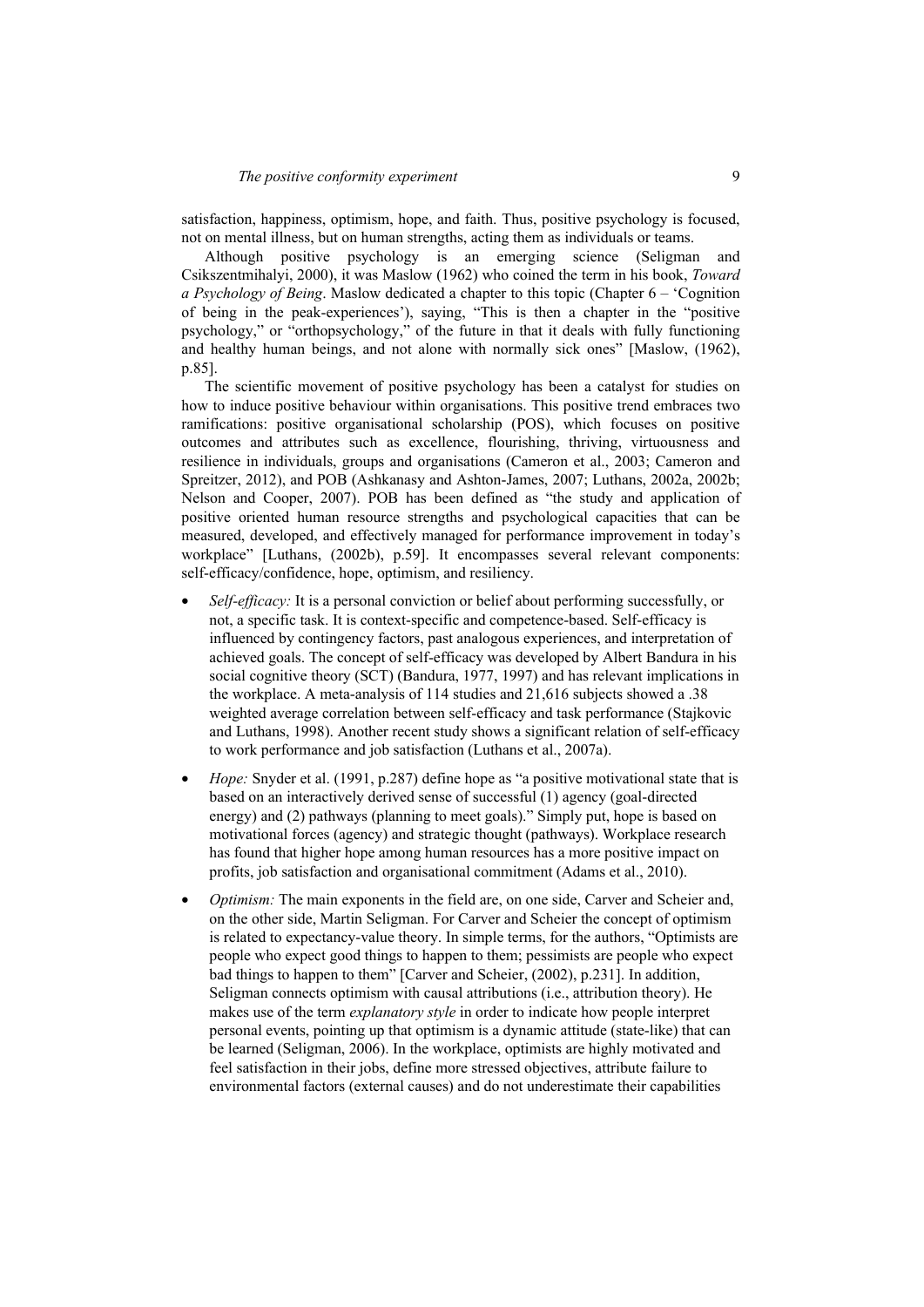satisfaction, happiness, optimism, hope, and faith. Thus, positive psychology is focused, not on mental illness, but on human strengths, acting them as individuals or teams.

Although positive psychology is an emerging science (Seligman and Csikszentmihalyi, 2000), it was Maslow (1962) who coined the term in his book, *Toward a Psychology of Being*. Maslow dedicated a chapter to this topic (Chapter 6 – 'Cognition of being in the peak-experiences'), saying, "This is then a chapter in the "positive psychology," or "orthopsychology," of the future in that it deals with fully functioning and healthy human beings, and not alone with normally sick ones" [Maslow, (1962), p.85].

The scientific movement of positive psychology has been a catalyst for studies on how to induce positive behaviour within organisations. This positive trend embraces two ramifications: positive organisational scholarship (POS), which focuses on positive outcomes and attributes such as excellence, flourishing, thriving, virtuousness and resilience in individuals, groups and organisations (Cameron et al., 2003; Cameron and Spreitzer, 2012), and POB (Ashkanasy and Ashton-James, 2007; Luthans, 2002a, 2002b; Nelson and Cooper, 2007). POB has been defined as "the study and application of positive oriented human resource strengths and psychological capacities that can be measured, developed, and effectively managed for performance improvement in today's workplace" [Luthans, (2002b), p.59]. It encompasses several relevant components: self-efficacy/confidence, hope, optimism, and resiliency.

- *Self-efficacy:* It is a personal conviction or belief about performing successfully, or not, a specific task. It is context-specific and competence-based. Self-efficacy is influenced by contingency factors, past analogous experiences, and interpretation of achieved goals. The concept of self-efficacy was developed by Albert Bandura in his social cognitive theory (SCT) (Bandura, 1977, 1997) and has relevant implications in the workplace. A meta-analysis of 114 studies and 21,616 subjects showed a .38 weighted average correlation between self-efficacy and task performance (Stajkovic and Luthans, 1998). Another recent study shows a significant relation of self-efficacy to work performance and job satisfaction (Luthans et al., 2007a).
- *Hope:* Snyder et al. (1991, p.287) define hope as "a positive motivational state that is based on an interactively derived sense of successful (1) agency (goal-directed energy) and (2) pathways (planning to meet goals)." Simply put, hope is based on motivational forces (agency) and strategic thought (pathways). Workplace research has found that higher hope among human resources has a more positive impact on profits, job satisfaction and organisational commitment (Adams et al., 2010).
- *Optimism:* The main exponents in the field are, on one side, Carver and Scheier and, on the other side, Martin Seligman. For Carver and Scheier the concept of optimism is related to expectancy-value theory. In simple terms, for the authors, "Optimists are people who expect good things to happen to them; pessimists are people who expect bad things to happen to them" [Carver and Scheier, (2002), p.231]. In addition, Seligman connects optimism with causal attributions (i.e., attribution theory). He makes use of the term *explanatory style* in order to indicate how people interpret personal events, pointing up that optimism is a dynamic attitude (state-like) that can be learned (Seligman, 2006). In the workplace, optimists are highly motivated and feel satisfaction in their jobs, define more stressed objectives, attribute failure to environmental factors (external causes) and do not underestimate their capabilities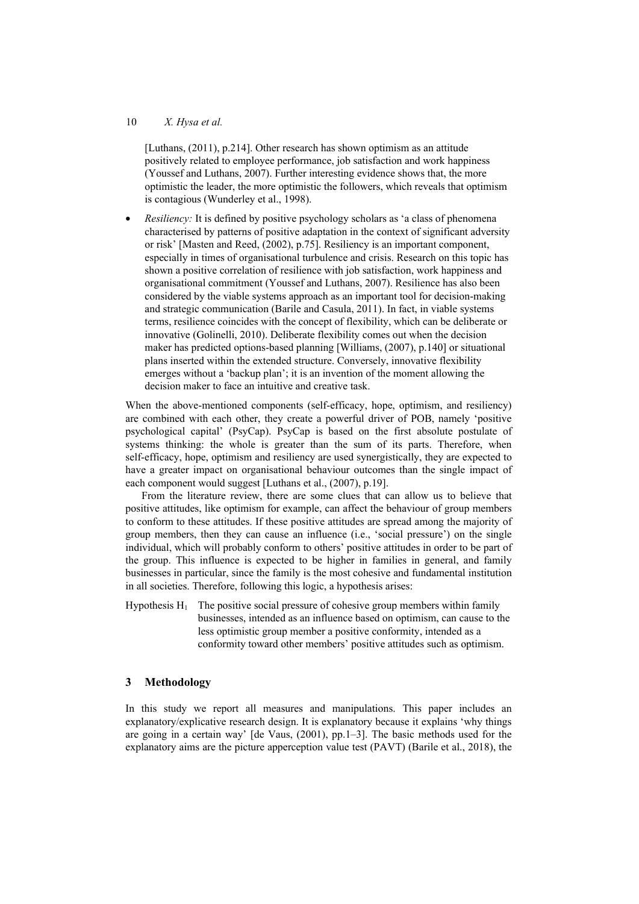[Luthans, (2011), p.214]. Other research has shown optimism as an attitude positively related to employee performance, job satisfaction and work happiness (Youssef and Luthans, 2007). Further interesting evidence shows that, the more optimistic the leader, the more optimistic the followers, which reveals that optimism is contagious (Wunderley et al., 1998).

- *Resiliency:* It is defined by positive psychology scholars as 'a class of phenomena characterised by patterns of positive adaptation in the context of significant adversity or risk' [Masten and Reed, (2002), p.75]. Resiliency is an important component, especially in times of organisational turbulence and crisis. Research on this topic has shown a positive correlation of resilience with job satisfaction, work happiness and organisational commitment (Youssef and Luthans, 2007). Resilience has also been considered by the viable systems approach as an important tool for decision-making and strategic communication (Barile and Casula, 2011). In fact, in viable systems terms, resilience coincides with the concept of flexibility, which can be deliberate or innovative (Golinelli, 2010). Deliberate flexibility comes out when the decision maker has predicted options-based planning [Williams, (2007), p.140] or situational plans inserted within the extended structure. Conversely, innovative flexibility emerges without a 'backup plan'; it is an invention of the moment allowing the decision maker to face an intuitive and creative task.

When the above-mentioned components (self-efficacy, hope, optimism, and resiliency) are combined with each other, they create a powerful driver of POB, namely 'positive psychological capital' (PsyCap). PsyCap is based on the first absolute postulate of systems thinking: the whole is greater than the sum of its parts. Therefore, when self-efficacy, hope, optimism and resiliency are used synergistically, they are expected to have a greater impact on organisational behaviour outcomes than the single impact of each component would suggest [Luthans et al., (2007), p.19].

From the literature review, there are some clues that can allow us to believe that positive attitudes, like optimism for example, can affect the behaviour of group members to conform to these attitudes. If these positive attitudes are spread among the majority of group members, then they can cause an influence (i.e., 'social pressure') on the single individual, which will probably conform to others' positive attitudes in order to be part of the group. This influence is expected to be higher in families in general, and family businesses in particular, since the family is the most cohesive and fundamental institution in all societies. Therefore, following this logic, a hypothesis arises:

Hypothesis $H_1$ The positive social pressure of cohesive group members within family businesses, intended as an influence based on optimism, can cause to the less optimistic group member a positive conformity, intended as a conformity toward other members' positive attitudes such as optimism.

## 3 Methodology

In this study we report all measures and manipulations. This paper includes an explanatory/explicative research design. It is explanatory because it explains 'why things are going in a certain way' [de Vaus, (2001), pp.1–3]. The basic methods used for the explanatory aims are the picture apperception value test (PAVT) (Barile et al., 2018), the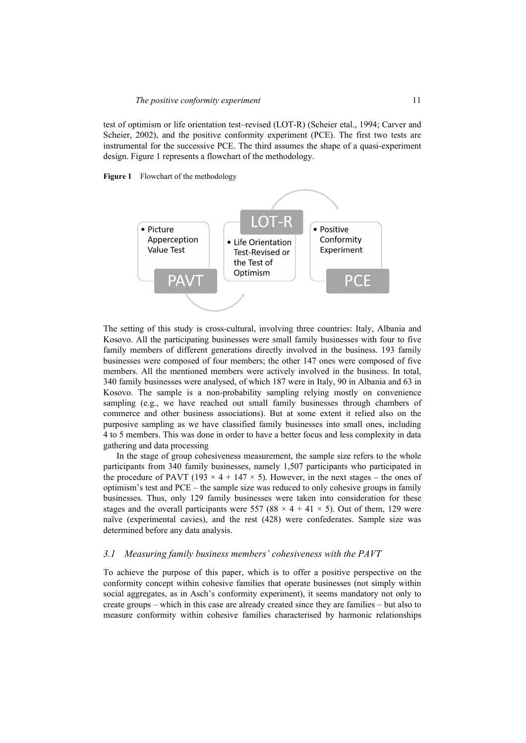test of optimism or life orientation test–revised (LOT-R) (Scheier etal., 1994; Carver and Scheier, 2002), and the positive conformity experiment (PCE). The first two tests are instrumental for the successive PCE. The third assumes the shape of a quasi-experiment design. Figure 1 represents a flowchart of the methodology.

**Figure 1** Flowchart of the methodology

- Picture Apperception Value Test — PAVT
- Life Orientation Test-Revised or the Test of Optimism — LOT-R
- Positive Conformity Experiment — PCE

The setting of this study is cross-cultural, involving three countries: Italy, Albania and Kosovo. All the participating businesses were small family businesses with four to five family members of different generations directly involved in the business. 193 family businesses were composed of four members; the other 147 ones were composed of five members. All the mentioned members were actively involved in the business. In total, 340 family businesses were analysed, of which 187 were in Italy, 90 in Albania and 63 in Kosovo. The sample is a non-probability sampling relying mostly on convenience sampling (e.g., we have reached out small family businesses through chambers of commerce and other business associations). But at some extent it relied also on the purposive sampling as we have classified family businesses into small ones, including 4 to 5 members. This was done in order to have a better focus and less complexity in data gathering and data processing

In the stage of group cohesiveness measurement, the sample size refers to the whole participants from 340 family businesses, namely 1,507 participants who participated in the procedure of PAVT ($193 \times 4 + 147 \times 5$). However, in the next stages – the ones of optimism's test and PCE – the sample size was reduced to only cohesive groups in family businesses. Thus, only 129 family businesses were taken into consideration for these stages and the overall participants were 557 ($88 \times 4 + 41 \times 5$). Out of them, 129 were naïve (experimental cavies), and the rest (428) were confederates. Sample size was determined before any data analysis.

### *3.1 Measuring family business members' cohesiveness with the PAVT*

To achieve the purpose of this paper, which is to offer a positive perspective on the conformity concept within cohesive families that operate businesses (not simply within social aggregates, as in Asch's conformity experiment), it seems mandatory not only to create groups – which in this case are already created since they are families – but also to measure conformity within cohesive families characterised by harmonic relationships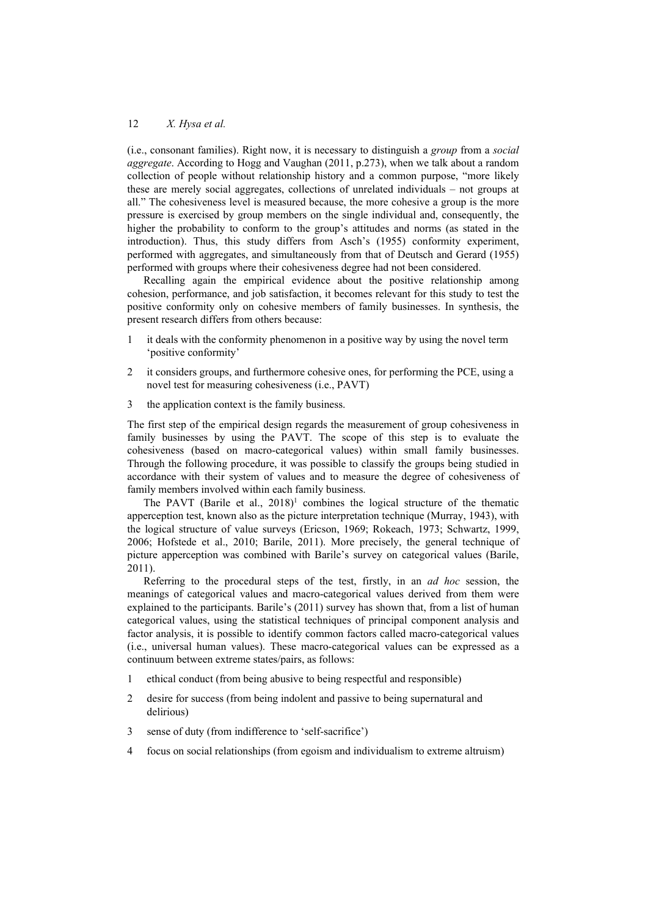(i.e., consonant families). Right now, it is necessary to distinguish a *group* from a *social aggregate*. According to Hogg and Vaughan (2011, p.273), when we talk about a random collection of people without relationship history and a common purpose, "more likely these are merely social aggregates, collections of unrelated individuals – not groups at all." The cohesiveness level is measured because, the more cohesive a group is the more pressure is exercised by group members on the single individual and, consequently, the higher the probability to conform to the group's attitudes and norms (as stated in the introduction). Thus, this study differs from Asch's (1955) conformity experiment, performed with aggregates, and simultaneously from that of Deutsch and Gerard (1955) performed with groups where their cohesiveness degree had not been considered.

Recalling again the empirical evidence about the positive relationship among cohesion, performance, and job satisfaction, it becomes relevant for this study to test the positive conformity only on cohesive members of family businesses. In synthesis, the present research differs from others because:

1. it deals with the conformity phenomenon in a positive way by using the novel term 'positive conformity'
2. it considers groups, and furthermore cohesive ones, for performing the PCE, using a novel test for measuring cohesiveness (i.e., PAVT)
3. the application context is the family business.

The first step of the empirical design regards the measurement of group cohesiveness in family businesses by using the PAVT. The scope of this step is to evaluate the cohesiveness (based on macro-categorical values) within small family businesses. Through the following procedure, it was possible to classify the groups being studied in accordance with their system of values and to measure the degree of cohesiveness of family members involved within each family business.

The PAVT (Barile et al., 2018)[1] combines the logical structure of the thematic apperception test, known also as the picture interpretation technique (Murray, 1943), with the logical structure of value surveys (Ericson, 1969; Rokeach, 1973; Schwartz, 1999, 2006; Hofstede et al., 2010; Barile, 2011). More precisely, the general technique of picture apperception was combined with Barile's survey on categorical values (Barile, 2011).

Referring to the procedural steps of the test, firstly, in an *ad hoc* session, the meanings of categorical values and macro-categorical values derived from them were explained to the participants. Barile's (2011) survey has shown that, from a list of human categorical values, using the statistical techniques of principal component analysis and factor analysis, it is possible to identify common factors called macro-categorical values (i.e., universal human values). These macro-categorical values can be expressed as a continuum between extreme states/pairs, as follows:

1. ethical conduct (from being abusive to being respectful and responsible)
2. desire for success (from being indolent and passive to being supernatural and delirious)
3. sense of duty (from indifference to 'self-sacrifice')
4. focus on social relationships (from egoism and individualism to extreme altruism)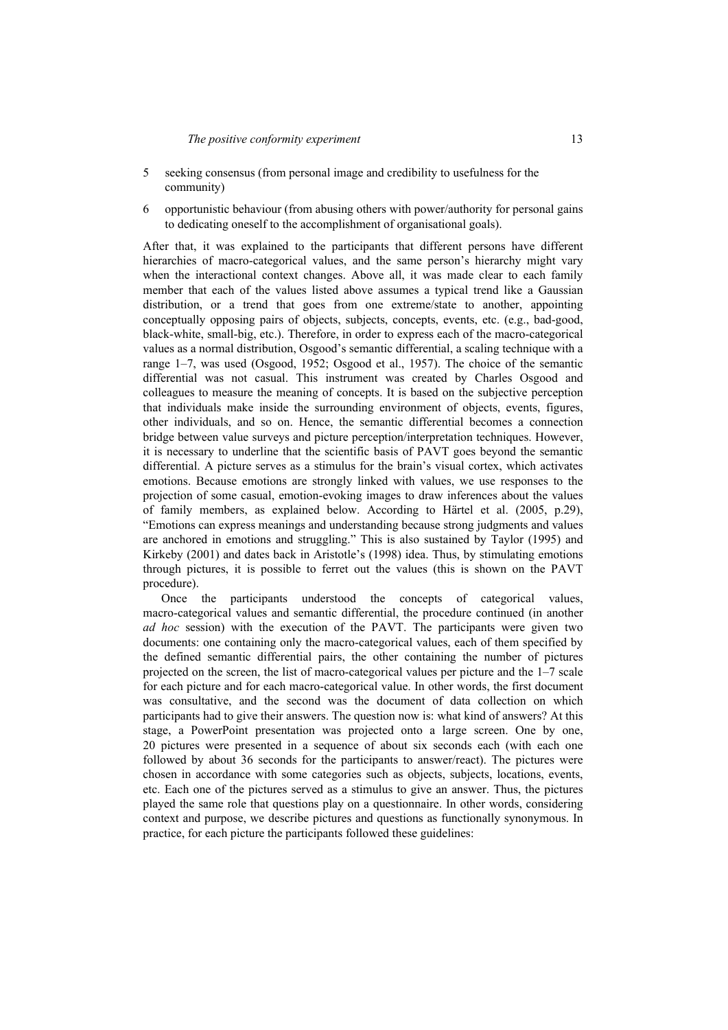5 seeking consensus (from personal image and credibility to usefulness for the community)

6 opportunistic behaviour (from abusing others with power/authority for personal gains to dedicating oneself to the accomplishment of organisational goals).

After that, it was explained to the participants that different persons have different hierarchies of macro-categorical values, and the same person's hierarchy might vary when the interactional context changes. Above all, it was made clear to each family member that each of the values listed above assumes a typical trend like a Gaussian distribution, or a trend that goes from one extreme/state to another, appointing conceptually opposing pairs of objects, subjects, concepts, events, etc. (e.g., bad-good, black-white, small-big, etc.). Therefore, in order to express each of the macro-categorical values as a normal distribution, Osgood's semantic differential, a scaling technique with a range 1–7, was used (Osgood, 1952; Osgood et al., 1957). The choice of the semantic differential was not casual. This instrument was created by Charles Osgood and colleagues to measure the meaning of concepts. It is based on the subjective perception that individuals make inside the surrounding environment of objects, events, figures, other individuals, and so on. Hence, the semantic differential becomes a connection bridge between value surveys and picture perception/interpretation techniques. However, it is necessary to underline that the scientific basis of PAVT goes beyond the semantic differential. A picture serves as a stimulus for the brain's visual cortex, which activates emotions. Because emotions are strongly linked with values, we use responses to the projection of some casual, emotion-evoking images to draw inferences about the values of family members, as explained below. According to Härtel et al. (2005, p.29), "Emotions can express meanings and understanding because strong judgments and values are anchored in emotions and struggling." This is also sustained by Taylor (1995) and Kirkeby (2001) and dates back in Aristotle's (1998) idea. Thus, by stimulating emotions through pictures, it is possible to ferret out the values (this is shown on the PAVT procedure).

Once the participants understood the concepts of categorical values, macro-categorical values and semantic differential, the procedure continued (in another *ad hoc* session) with the execution of the PAVT. The participants were given two documents: one containing only the macro-categorical values, each of them specified by the defined semantic differential pairs, the other containing the number of pictures projected on the screen, the list of macro-categorical values per picture and the 1–7 scale for each picture and for each macro-categorical value. In other words, the first document was consultative, and the second was the document of data collection on which participants had to give their answers. The question now is: what kind of answers? At this stage, a PowerPoint presentation was projected onto a large screen. One by one, 20 pictures were presented in a sequence of about six seconds each (with each one followed by about 36 seconds for the participants to answer/react). The pictures were chosen in accordance with some categories such as objects, subjects, locations, events, etc. Each one of the pictures served as a stimulus to give an answer. Thus, the pictures played the same role that questions play on a questionnaire. In other words, considering context and purpose, we describe pictures and questions as functionally synonymous. In practice, for each picture the participants followed these guidelines: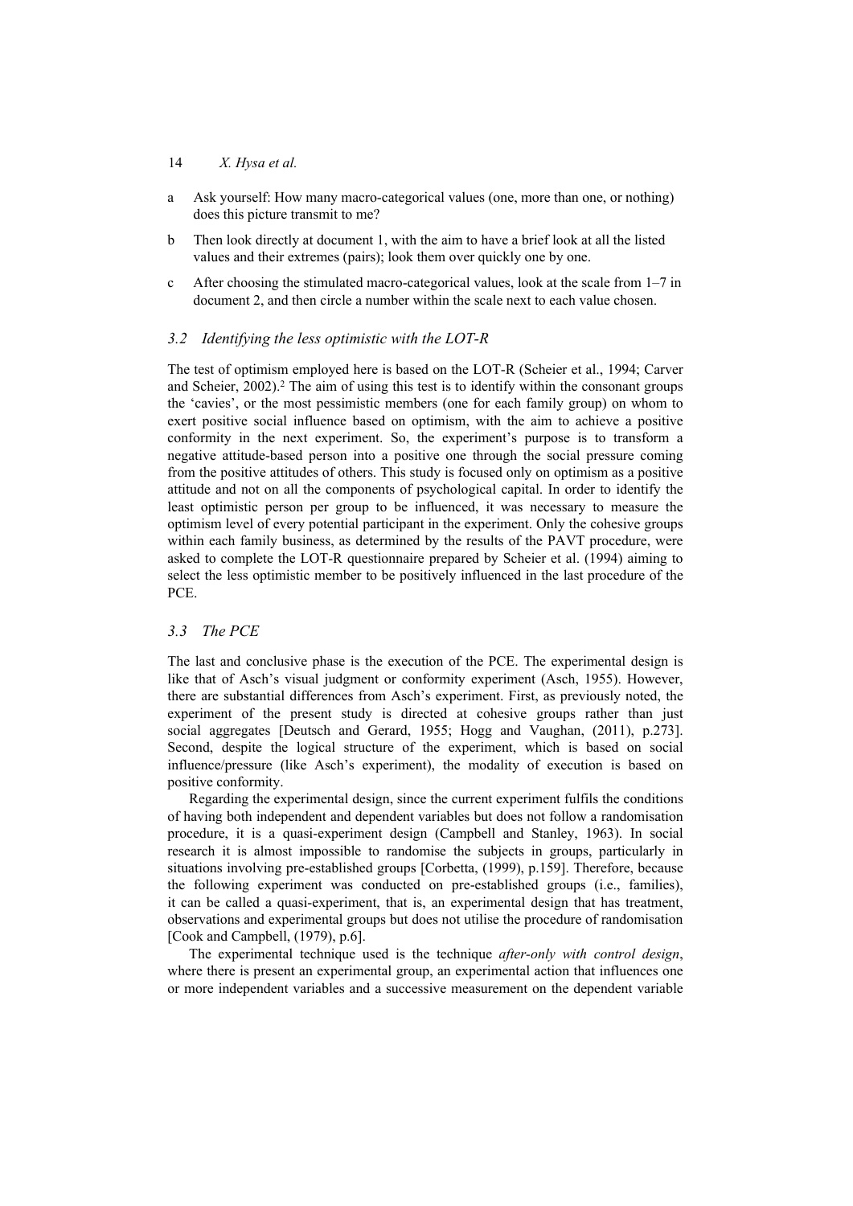a Ask yourself: How many macro-categorical values (one, more than one, or nothing) does this picture transmit to me?

b Then look directly at document 1, with the aim to have a brief look at all the listed values and their extremes (pairs); look them over quickly one by one.

c After choosing the stimulated macro-categorical values, look at the scale from 1–7 in document 2, and then circle a number within the scale next to each value chosen.

### *3.2 Identifying the less optimistic with the LOT-R*

The test of optimism employed here is based on the LOT-R (Scheier et al., 1994; Carver and Scheier, 2002).[2] The aim of using this test is to identify within the consonant groups the 'cavies', or the most pessimistic members (one for each family group) on whom to exert positive social influence based on optimism, with the aim to achieve a positive conformity in the next experiment. So, the experiment's purpose is to transform a negative attitude-based person into a positive one through the social pressure coming from the positive attitudes of others. This study is focused only on optimism as a positive attitude and not on all the components of psychological capital. In order to identify the least optimistic person per group to be influenced, it was necessary to measure the optimism level of every potential participant in the experiment. Only the cohesive groups within each family business, as determined by the results of the PAVT procedure, were asked to complete the LOT-R questionnaire prepared by Scheier et al. (1994) aiming to select the less optimistic member to be positively influenced in the last procedure of the PCE.

### *3.3 The PCE*

The last and conclusive phase is the execution of the PCE. The experimental design is like that of Asch's visual judgment or conformity experiment (Asch, 1955). However, there are substantial differences from Asch's experiment. First, as previously noted, the experiment of the present study is directed at cohesive groups rather than just social aggregates [Deutsch and Gerard, 1955; Hogg and Vaughan, (2011), p.273]. Second, despite the logical structure of the experiment, which is based on social influence/pressure (like Asch's experiment), the modality of execution is based on positive conformity.

Regarding the experimental design, since the current experiment fulfils the conditions of having both independent and dependent variables but does not follow a randomisation procedure, it is a quasi-experiment design (Campbell and Stanley, 1963). In social research it is almost impossible to randomise the subjects in groups, particularly in situations involving pre-established groups [Corbetta, (1999), p.159]. Therefore, because the following experiment was conducted on pre-established groups (i.e., families), it can be called a quasi-experiment, that is, an experimental design that has treatment, observations and experimental groups but does not utilise the procedure of randomisation [Cook and Campbell, (1979), p.6].

The experimental technique used is the technique *after-only with control design*, where there is present an experimental group, an experimental action that influences one or more independent variables and a successive measurement on the dependent variable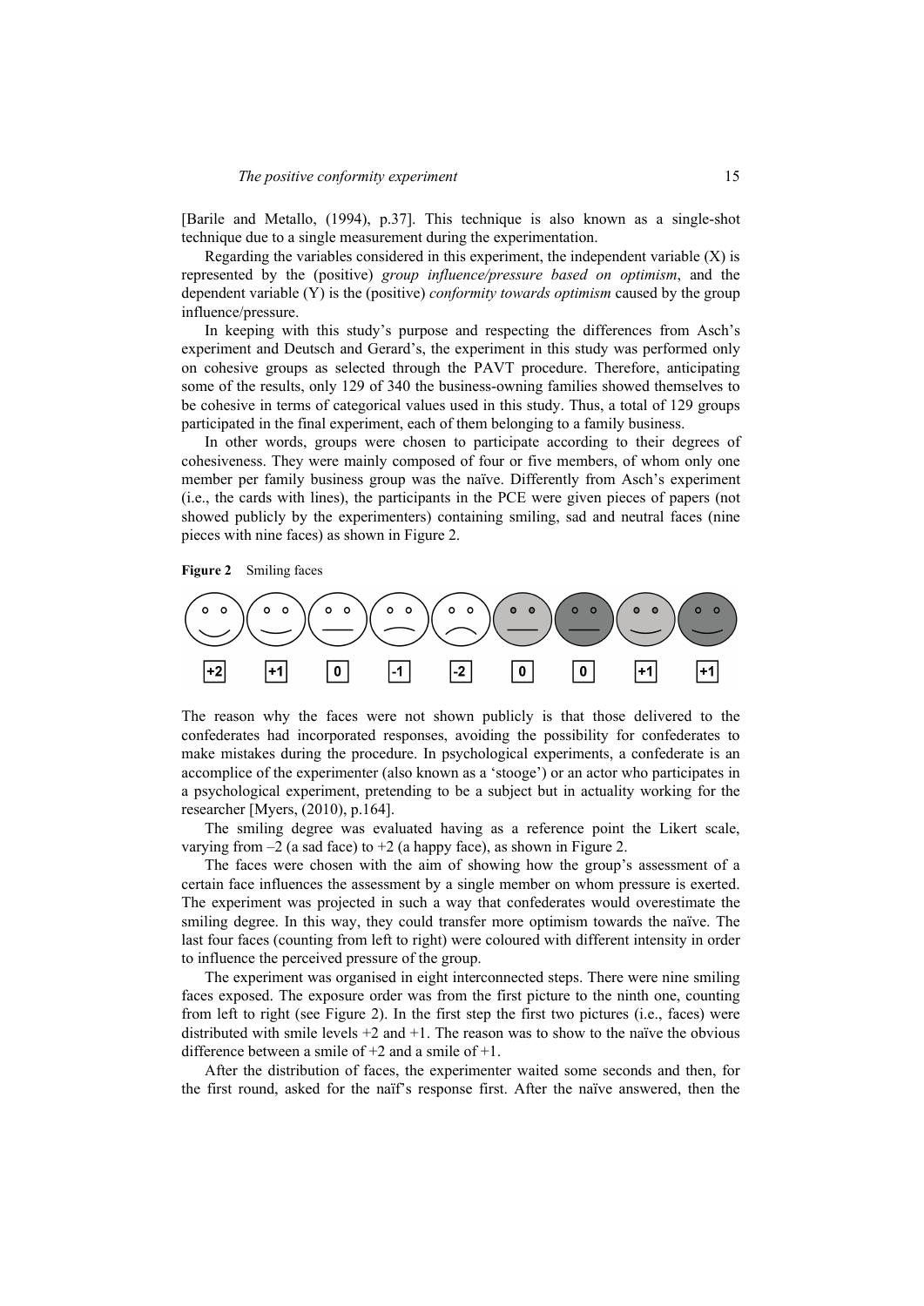[Barile and Metallo, (1994), p.37]. This technique is also known as a single-shot technique due to a single measurement during the experimentation.

Regarding the variables considered in this experiment, the independent variable (X) is represented by the (positive) *group influence/pressure based on optimism*, and the dependent variable (Y) is the (positive) *conformity towards optimism* caused by the group influence/pressure.

In keeping with this study's purpose and respecting the differences from Asch's experiment and Deutsch and Gerard's, the experiment in this study was performed only on cohesive groups as selected through the PAVT procedure. Therefore, anticipating some of the results, only 129 of 340 the business-owning families showed themselves to be cohesive in terms of categorical values used in this study. Thus, a total of 129 groups participated in the final experiment, each of them belonging to a family business.

In other words, groups were chosen to participate according to their degrees of cohesiveness. They were mainly composed of four or five members, of whom only one member per family business group was the naïve. Differently from Asch's experiment (i.e., the cards with lines), the participants in the PCE were given pieces of papers (not showed publicly by the experimenters) containing smiling, sad and neutral faces (nine pieces with nine faces) as shown in Figure 2.

**Figure 2** Smiling faces

| +2 | +1 | 0 | -1 | -2 | 0 | 0 | +1 | +1 |
|---|---|---|---|---|---|---|---|---|

The reason why the faces were not shown publicly is that those delivered to the confederates had incorporated responses, avoiding the possibility for confederates to make mistakes during the procedure. In psychological experiments, a confederate is an accomplice of the experimenter (also known as a 'stooge') or an actor who participates in a psychological experiment, pretending to be a subject but in actuality working for the researcher [Myers, (2010), p.164].

The smiling degree was evaluated having as a reference point the Likert scale, varying from –2 (a sad face) to +2 (a happy face), as shown in Figure 2.

The faces were chosen with the aim of showing how the group's assessment of a certain face influences the assessment by a single member on whom pressure is exerted. The experiment was projected in such a way that confederates would overestimate the smiling degree. In this way, they could transfer more optimism towards the naïve. The last four faces (counting from left to right) were coloured with different intensity in order to influence the perceived pressure of the group.

The experiment was organised in eight interconnected steps. There were nine smiling faces exposed. The exposure order was from the first picture to the ninth one, counting from left to right (see Figure 2). In the first step the first two pictures (i.e., faces) were distributed with smile levels +2 and +1. The reason was to show to the naïve the obvious difference between a smile of +2 and a smile of +1.

After the distribution of faces, the experimenter waited some seconds and then, for the first round, asked for the naïf's response first. After the naïve answered, then the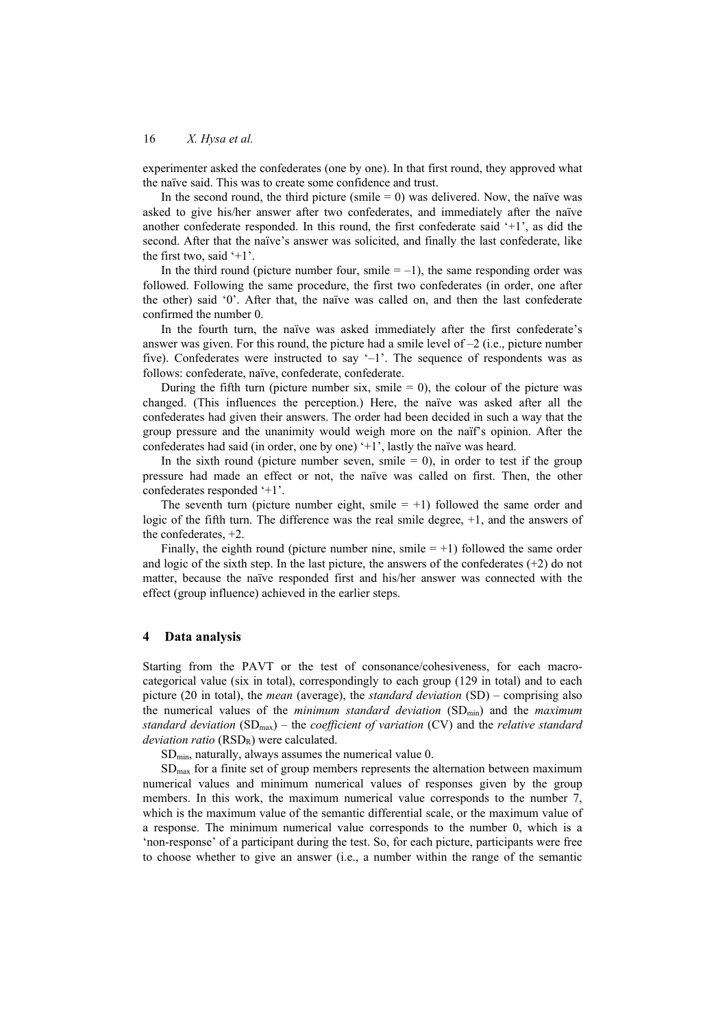experimenter asked the confederates (one by one). In that first round, they approved what the naïve said. This was to create some confidence and trust.

In the second round, the third picture (smile = 0) was delivered. Now, the naïve was asked to give his/her answer after two confederates, and immediately after the naïve another confederate responded. In this round, the first confederate said '+1', as did the second. After that the naïve's answer was solicited, and finally the last confederate, like the first two, said '+1'.

In the third round (picture number four, smile = –1), the same responding order was followed. Following the same procedure, the first two confederates (in order, one after the other) said '0'. After that, the naïve was called on, and then the last confederate confirmed the number 0.

In the fourth turn, the naïve was asked immediately after the first confederate's answer was given. For this round, the picture had a smile level of –2 (i.e., picture number five). Confederates were instructed to say '–1'. The sequence of respondents was as follows: confederate, naïve, confederate, confederate.

During the fifth turn (picture number six, smile = 0), the colour of the picture was changed. (This influences the perception.) Here, the naïve was asked after all the confederates had given their answers. The order had been decided in such a way that the group pressure and the unanimity would weigh more on the naïf's opinion. After the confederates had said (in order, one by one) '+1', lastly the naïve was heard.

In the sixth round (picture number seven, smile = 0), in order to test if the group pressure had made an effect or not, the naïve was called on first. Then, the other confederates responded '+1'.

The seventh turn (picture number eight, smile = +1) followed the same order and logic of the fifth turn. The difference was the real smile degree, +1, and the answers of the confederates, +2.

Finally, the eighth round (picture number nine, smile = +1) followed the same order and logic of the sixth step. In the last picture, the answers of the confederates (+2) do not matter, because the naïve responded first and his/her answer was connected with the effect (group influence) achieved in the earlier steps.

## 4 Data analysis

Starting from the PAVT or the test of consonance/cohesiveness, for each macro-categorical value (six in total), correspondingly to each group (129 in total) and to each picture (20 in total), the *mean* (average), the *standard deviation* (SD) – comprising also the numerical values of the *minimum standard deviation* ($SD_{min}$) and the *maximum standard deviation* ($SD_{max}$) – the *coefficient of variation* (CV) and the *relative standard deviation ratio* ($RSD_R$) were calculated.

$SD_{min}$, naturally, always assumes the numerical value 0.

$SD_{max}$ for a finite set of group members represents the alternation between maximum numerical values and minimum numerical values of responses given by the group members. In this work, the maximum numerical value corresponds to the number 7, which is the maximum value of the semantic differential scale, or the maximum value of a response. The minimum numerical value corresponds to the number 0, which is a 'non-response' of a participant during the test. So, for each picture, participants were free to choose whether to give an answer (i.e., a number within the range of the semantic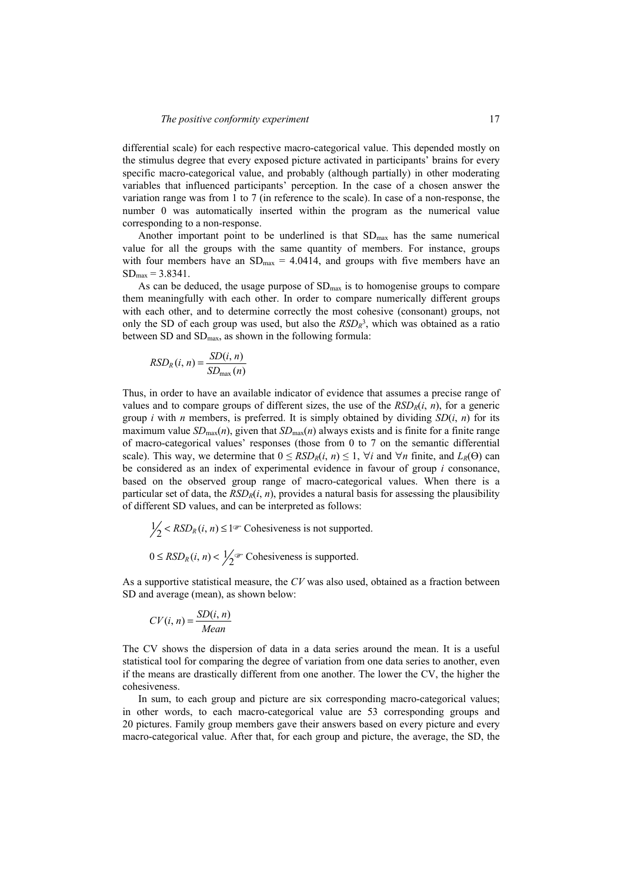differential scale) for each respective macro-categorical value. This depended mostly on the stimulus degree that every exposed picture activated in participants' brains for every specific macro-categorical value, and probably (although partially) in other moderating variables that influenced participants' perception. In the case of a chosen answer the variation range was from 1 to 7 (in reference to the scale). In case of a non-response, the number 0 was automatically inserted within the program as the numerical value corresponding to a non-response.

Another important point to be underlined is that $SD_{max}$ has the same numerical value for all the groups with the same quantity of members. For instance, groups with four members have an $SD_{max} = 4.0414$, and groups with five members have an $SD_{max} = 3.8341$.

As can be deduced, the usage purpose of $SD_{max}$ is to homogenise groups to compare them meaningfully with each other. In order to compare numerically different groups with each other, and to determine correctly the most cohesive (consonant) groups, not only the SD of each group was used, but also the $RSD_R$[3], which was obtained as a ratio between SD and $SD_{max}$, as shown in the following formula:

$$RSD_R(i, n) = \frac{SD(i, n)}{SD_{\max}(n)}$$

Thus, in order to have an available indicator of evidence that assumes a precise range of values and to compare groups of different sizes, the use of the $RSD_R(i, n)$, for a generic group $i$ with $n$ members, is preferred. It is simply obtained by dividing $SD(i, n)$ for its maximum value $SD_{\max}(n)$, given that $SD_{\max}(n)$ always exists and is finite for a finite range of macro-categorical values' responses (those from 0 to 7 on the semantic differential scale). This way, we determine that $0 \leq RSD_R(i, n) \leq 1$, $\forall i$ and $\forall n$ finite, and $L_R(\Theta)$ can be considered as an index of experimental evidence in favour of group $i$ consonance, based on the observed group range of macro-categorical values. When there is a particular set of data, the $RSD_R(i, n)$, provides a natural basis for assessing the plausibility of different SD values, and can be interpreted as follows:

$\frac{1}{2} < RSD_R(i, n) \leq 1$ ☞ Cohesiveness is not supported.

$0 \leq RSD_R(i, n) < \frac{1}{2}$ ☞ Cohesiveness is supported.

As a supportive statistical measure, the *CV* was also used, obtained as a fraction between SD and average (mean), as shown below:

$$CV(i, n) = \frac{SD(i, n)}{Mean}$$

The CV shows the dispersion of data in a data series around the mean. It is a useful statistical tool for comparing the degree of variation from one data series to another, even if the means are drastically different from one another. The lower the CV, the higher the cohesiveness.

In sum, to each group and picture are six corresponding macro-categorical values; in other words, to each macro-categorical value are 53 corresponding groups and 20 pictures. Family group members gave their answers based on every picture and every macro-categorical value. After that, for each group and picture, the average, the SD, the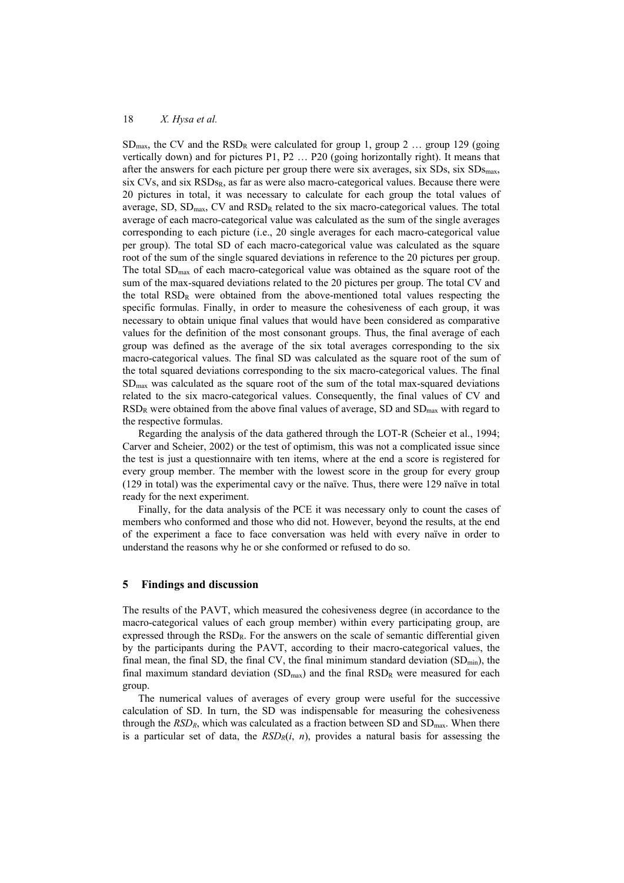$SD_{max}$, the CV and the $RSD_R$ were calculated for group 1, group 2 … group 129 (going vertically down) and for pictures P1, P2 … P20 (going horizontally right). It means that after the answers for each picture per group there were six averages, six SDs, six $SDs_{max}$, six CVs, and six $RSDs_R$, as far as were also macro-categorical values. Because there were 20 pictures in total, it was necessary to calculate for each group the total values of average, SD, $SD_{max}$, CV and $RSD_R$ related to the six macro-categorical values. The total average of each macro-categorical value was calculated as the sum of the single averages corresponding to each picture (i.e., 20 single averages for each macro-categorical value per group). The total SD of each macro-categorical value was calculated as the square root of the sum of the single squared deviations in reference to the 20 pictures per group. The total $SD_{max}$ of each macro-categorical value was obtained as the square root of the sum of the max-squared deviations related to the 20 pictures per group. The total CV and the total $RSD_R$ were obtained from the above-mentioned total values respecting the specific formulas. Finally, in order to measure the cohesiveness of each group, it was necessary to obtain unique final values that would have been considered as comparative values for the definition of the most consonant groups. Thus, the final average of each group was defined as the average of the six total averages corresponding to the six macro-categorical values. The final SD was calculated as the square root of the sum of the total squared deviations corresponding to the six macro-categorical values. The final $SD_{max}$ was calculated as the square root of the sum of the total max-squared deviations related to the six macro-categorical values. Consequently, the final values of CV and $RSD_R$ were obtained from the above final values of average, SD and $SD_{max}$ with regard to the respective formulas.

Regarding the analysis of the data gathered through the LOT-R (Scheier et al., 1994; Carver and Scheier, 2002) or the test of optimism, this was not a complicated issue since the test is just a questionnaire with ten items, where at the end a score is registered for every group member. The member with the lowest score in the group for every group (129 in total) was the experimental cavy or the naïve. Thus, there were 129 naïve in total ready for the next experiment.

Finally, for the data analysis of the PCE it was necessary only to count the cases of members who conformed and those who did not. However, beyond the results, at the end of the experiment a face to face conversation was held with every naïve in order to understand the reasons why he or she conformed or refused to do so.

## 5 Findings and discussion

The results of the PAVT, which measured the cohesiveness degree (in accordance to the macro-categorical values of each group member) within every participating group, are expressed through the $RSD_R$. For the answers on the scale of semantic differential given by the participants during the PAVT, according to their macro-categorical values, the final mean, the final SD, the final CV, the final minimum standard deviation ($SD_{min}$), the final maximum standard deviation ($SD_{max}$) and the final $RSD_R$ were measured for each group.

The numerical values of averages of every group were useful for the successive calculation of SD. In turn, the SD was indispensable for measuring the cohesiveness through the $RSD_R$, which was calculated as a fraction between SD and $SD_{max}$. When there is a particular set of data, the $RSD_R(i, n)$, provides a natural basis for assessing the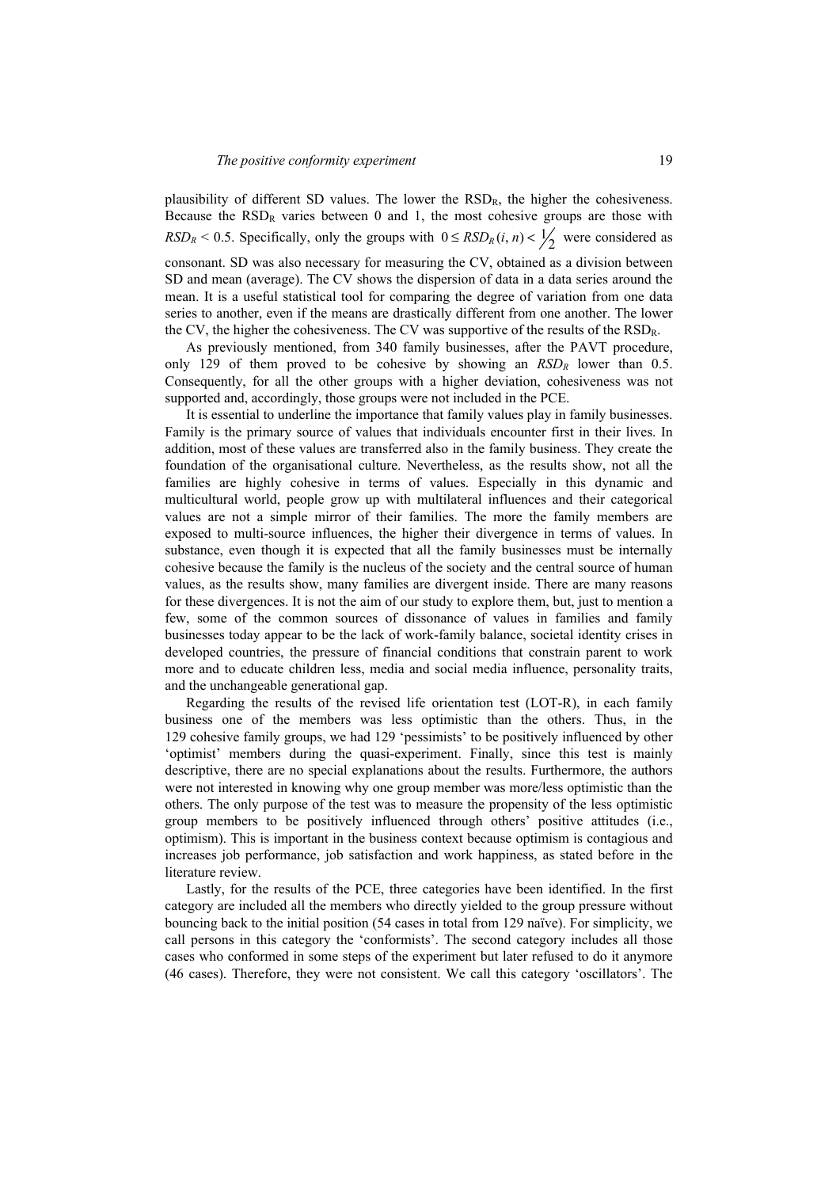plausibility of different SD values. The lower the $RSD_R$, the higher the cohesiveness. Because the $RSD_R$ varies between 0 and 1, the most cohesive groups are those with $RSD_R < 0.5$. Specifically, only the groups with $0 \le RSD_R(i, n) < \frac{1}{2}$ were considered as consonant. SD was also necessary for measuring the CV, obtained as a division between SD and mean (average). The CV shows the dispersion of data in a data series around the mean. It is a useful statistical tool for comparing the degree of variation from one data series to another, even if the means are drastically different from one another. The lower the CV, the higher the cohesiveness. The CV was supportive of the results of the $RSD_R$.

As previously mentioned, from 340 family businesses, after the PAVT procedure, only 129 of them proved to be cohesive by showing an $RSD_R$ lower than 0.5. Consequently, for all the other groups with a higher deviation, cohesiveness was not supported and, accordingly, those groups were not included in the PCE.

It is essential to underline the importance that family values play in family businesses. Family is the primary source of values that individuals encounter first in their lives. In addition, most of these values are transferred also in the family business. They create the foundation of the organisational culture. Nevertheless, as the results show, not all the families are highly cohesive in terms of values. Especially in this dynamic and multicultural world, people grow up with multilateral influences and their categorical values are not a simple mirror of their families. The more the family members are exposed to multi-source influences, the higher their divergence in terms of values. In substance, even though it is expected that all the family businesses must be internally cohesive because the family is the nucleus of the society and the central source of human values, as the results show, many families are divergent inside. There are many reasons for these divergences. It is not the aim of our study to explore them, but, just to mention a few, some of the common sources of dissonance of values in families and family businesses today appear to be the lack of work-family balance, societal identity crises in developed countries, the pressure of financial conditions that constrain parent to work more and to educate children less, media and social media influence, personality traits, and the unchangeable generational gap.

Regarding the results of the revised life orientation test (LOT-R), in each family business one of the members was less optimistic than the others. Thus, in the 129 cohesive family groups, we had 129 'pessimists' to be positively influenced by other 'optimist' members during the quasi-experiment. Finally, since this test is mainly descriptive, there are no special explanations about the results. Furthermore, the authors were not interested in knowing why one group member was more/less optimistic than the others. The only purpose of the test was to measure the propensity of the less optimistic group members to be positively influenced through others' positive attitudes (i.e., optimism). This is important in the business context because optimism is contagious and increases job performance, job satisfaction and work happiness, as stated before in the literature review.

Lastly, for the results of the PCE, three categories have been identified. In the first category are included all the members who directly yielded to the group pressure without bouncing back to the initial position (54 cases in total from 129 naïve). For simplicity, we call persons in this category the 'conformists'. The second category includes all those cases who conformed in some steps of the experiment but later refused to do it anymore (46 cases). Therefore, they were not consistent. We call this category 'oscillators'. The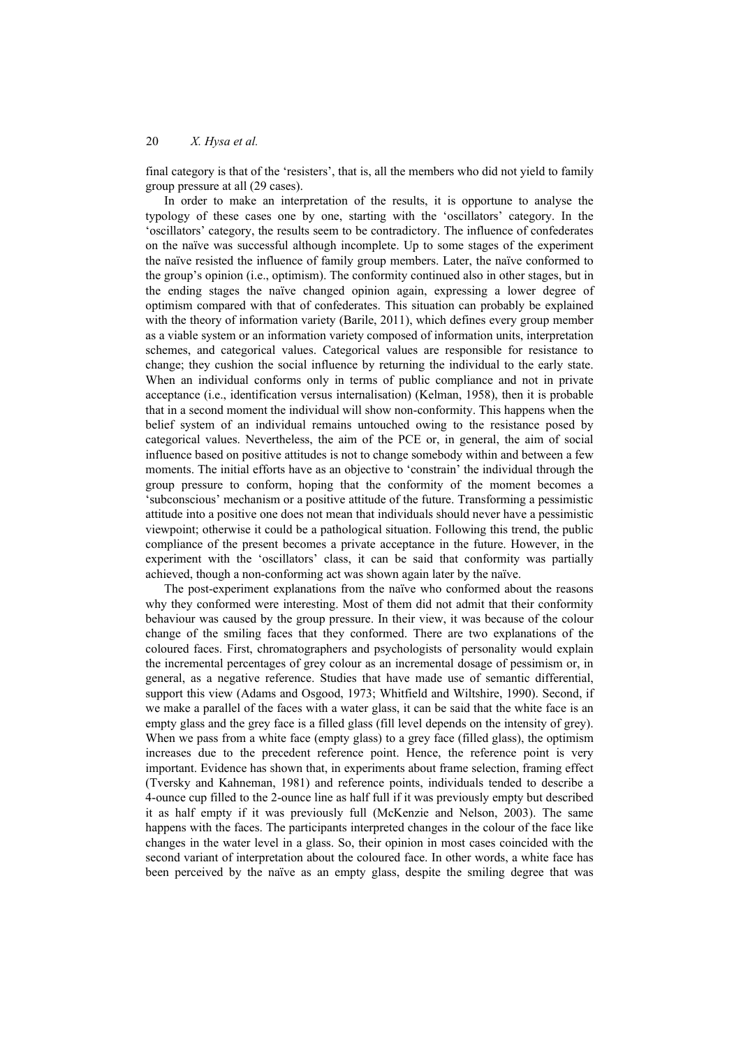final category is that of the 'resisters', that is, all the members who did not yield to family group pressure at all (29 cases).

In order to make an interpretation of the results, it is opportune to analyse the typology of these cases one by one, starting with the 'oscillators' category. In the 'oscillators' category, the results seem to be contradictory. The influence of confederates on the naïve was successful although incomplete. Up to some stages of the experiment the naïve resisted the influence of family group members. Later, the naïve conformed to the group's opinion (i.e., optimism). The conformity continued also in other stages, but in the ending stages the naïve changed opinion again, expressing a lower degree of optimism compared with that of confederates. This situation can probably be explained with the theory of information variety (Barile, 2011), which defines every group member as a viable system or an information variety composed of information units, interpretation schemes, and categorical values. Categorical values are responsible for resistance to change; they cushion the social influence by returning the individual to the early state. When an individual conforms only in terms of public compliance and not in private acceptance (i.e., identification versus internalisation) (Kelman, 1958), then it is probable that in a second moment the individual will show non-conformity. This happens when the belief system of an individual remains untouched owing to the resistance posed by categorical values. Nevertheless, the aim of the PCE or, in general, the aim of social influence based on positive attitudes is not to change somebody within and between a few moments. The initial efforts have as an objective to 'constrain' the individual through the group pressure to conform, hoping that the conformity of the moment becomes a 'subconscious' mechanism or a positive attitude of the future. Transforming a pessimistic attitude into a positive one does not mean that individuals should never have a pessimistic viewpoint; otherwise it could be a pathological situation. Following this trend, the public compliance of the present becomes a private acceptance in the future. However, in the experiment with the 'oscillators' class, it can be said that conformity was partially achieved, though a non-conforming act was shown again later by the naïve.

The post-experiment explanations from the naïve who conformed about the reasons why they conformed were interesting. Most of them did not admit that their conformity behaviour was caused by the group pressure. In their view, it was because of the colour change of the smiling faces that they conformed. There are two explanations of the coloured faces. First, chromatographers and psychologists of personality would explain the incremental percentages of grey colour as an incremental dosage of pessimism or, in general, as a negative reference. Studies that have made use of semantic differential, support this view (Adams and Osgood, 1973; Whitfield and Wiltshire, 1990). Second, if we make a parallel of the faces with a water glass, it can be said that the white face is an empty glass and the grey face is a filled glass (fill level depends on the intensity of grey). When we pass from a white face (empty glass) to a grey face (filled glass), the optimism increases due to the precedent reference point. Hence, the reference point is very important. Evidence has shown that, in experiments about frame selection, framing effect (Tversky and Kahneman, 1981) and reference points, individuals tended to describe a 4-ounce cup filled to the 2-ounce line as half full if it was previously empty but described it as half empty if it was previously full (McKenzie and Nelson, 2003). The same happens with the faces. The participants interpreted changes in the colour of the face like changes in the water level in a glass. So, their opinion in most cases coincided with the second variant of interpretation about the coloured face. In other words, a white face has been perceived by the naïve as an empty glass, despite the smiling degree that was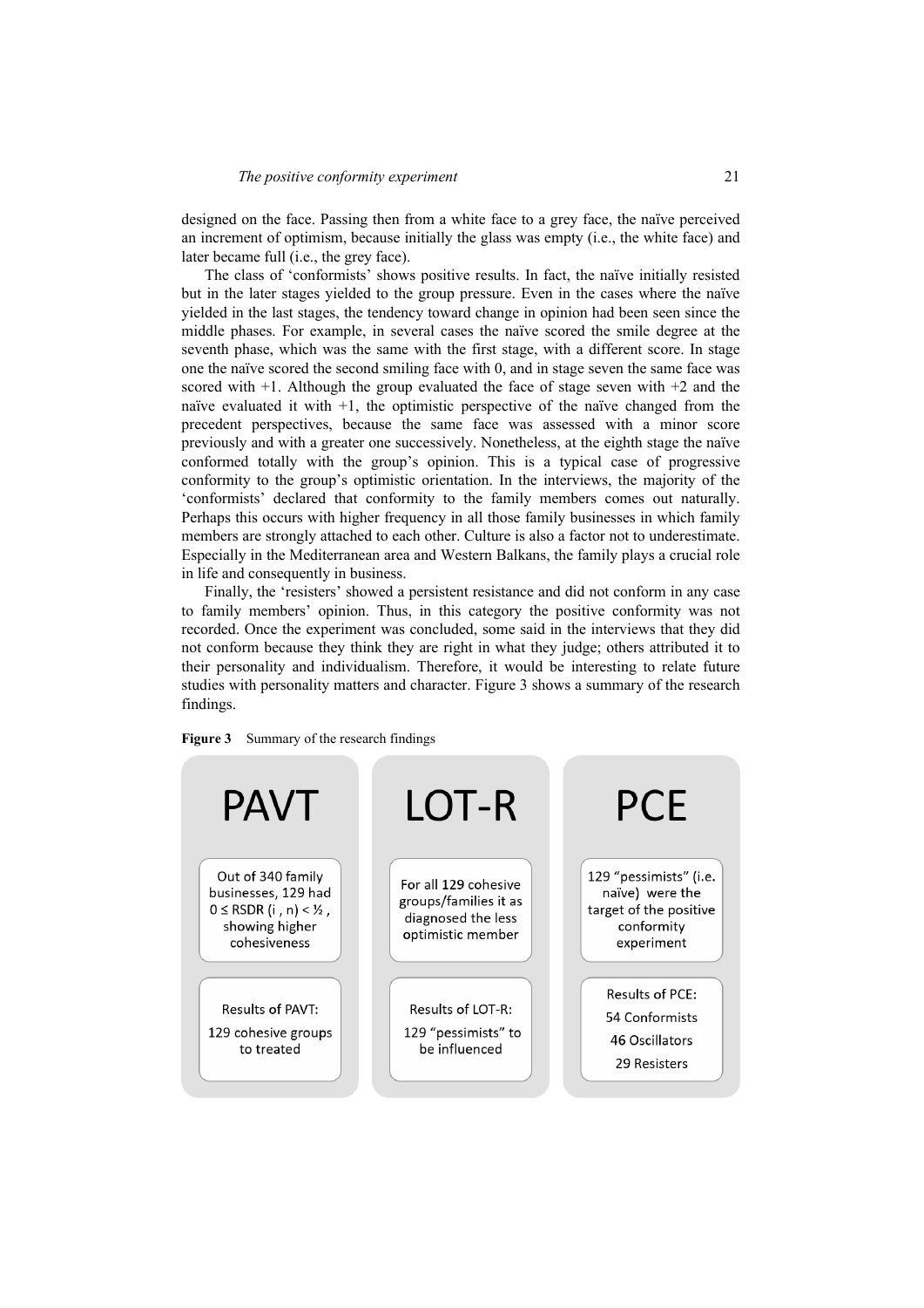designed on the face. Passing then from a white face to a grey face, the naïve perceived an increment of optimism, because initially the glass was empty (i.e., the white face) and later became full (i.e., the grey face).

The class of 'conformists' shows positive results. In fact, the naïve initially resisted but in the later stages yielded to the group pressure. Even in the cases where the naïve yielded in the last stages, the tendency toward change in opinion had been seen since the middle phases. For example, in several cases the naïve scored the smile degree at the seventh phase, which was the same with the first stage, with a different score. In stage one the naïve scored the second smiling face with 0, and in stage seven the same face was scored with +1. Although the group evaluated the face of stage seven with +2 and the naïve evaluated it with +1, the optimistic perspective of the naïve changed from the precedent perspectives, because the same face was assessed with a minor score previously and with a greater one successively. Nonetheless, at the eighth stage the naïve conformed totally with the group's opinion. This is a typical case of progressive conformity to the group's optimistic orientation. In the interviews, the majority of the 'conformists' declared that conformity to the family members comes out naturally. Perhaps this occurs with higher frequency in all those family businesses in which family members are strongly attached to each other. Culture is also a factor not to underestimate. Especially in the Mediterranean area and Western Balkans, the family plays a crucial role in life and consequently in business.

Finally, the 'resisters' showed a persistent resistance and did not conform in any case to family members' opinion. Thus, in this category the positive conformity was not recorded. Once the experiment was concluded, some said in the interviews that they did not conform because they think they are right in what they judge; others attributed it to their personality and individualism. Therefore, it would be interesting to relate future studies with personality matters and character. Figure 3 shows a summary of the research findings.

**Figure 3** Summary of the research findings

| PAVT | LOT-R | PCE |
|---|---|---|
| Out of 340 family businesses, 129 had $0 \leq RSDR(i, n) < ½$, showing higher cohesiveness | For all 129 cohesive groups/families it as diagnosed the less optimistic member | 129 "pessimists" (i.e. naïve) were the target of the positive conformity experiment |
| Results of PAVT: 129 cohesive groups to treated | Results of LOT-R: 129 "pessimists" to be influenced | Results of PCE: 54 Conformists, 46 Oscillators, 29 Resisters |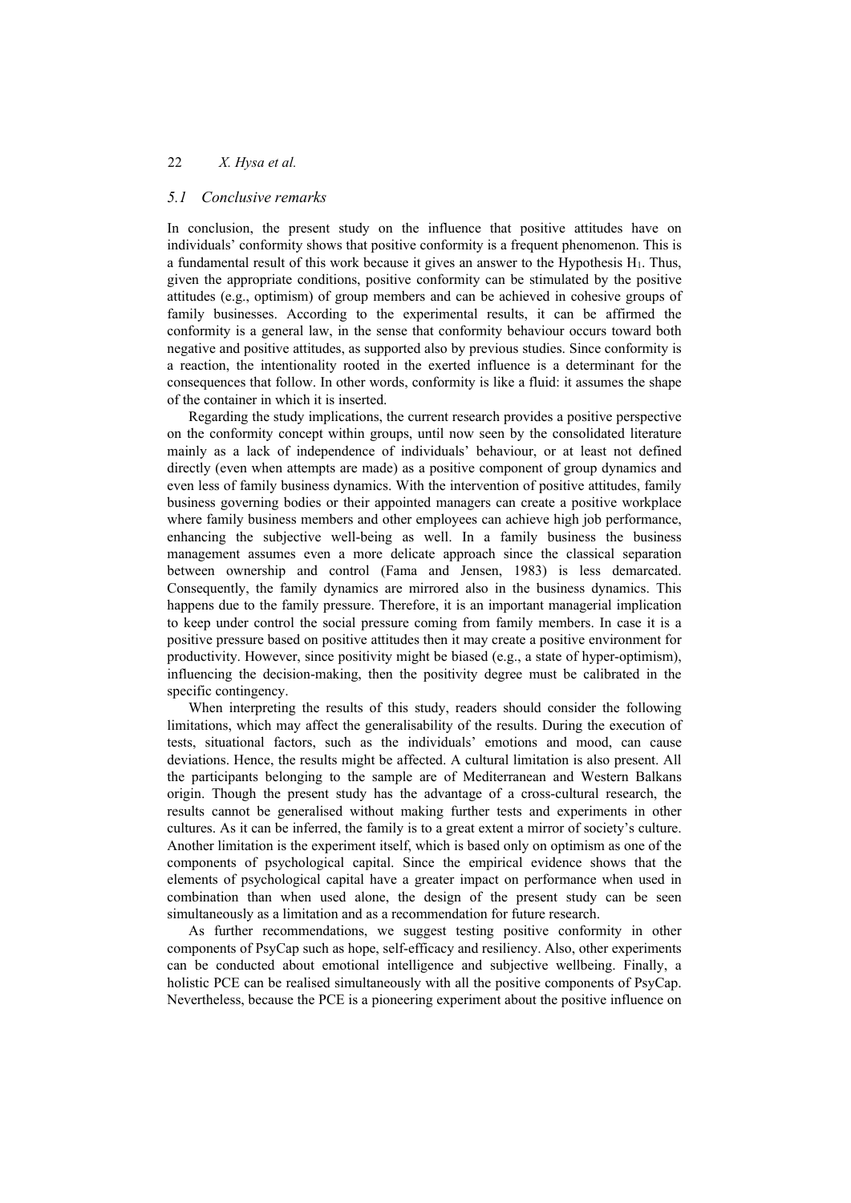### 5.1 Conclusive remarks

In conclusion, the present study on the influence that positive attitudes have on individuals' conformity shows that positive conformity is a frequent phenomenon. This is a fundamental result of this work because it gives an answer to the Hypothesis $H_1$. Thus, given the appropriate conditions, positive conformity can be stimulated by the positive attitudes (e.g., optimism) of group members and can be achieved in cohesive groups of family businesses. According to the experimental results, it can be affirmed the conformity is a general law, in the sense that conformity behaviour occurs toward both negative and positive attitudes, as supported also by previous studies. Since conformity is a reaction, the intentionality rooted in the exerted influence is a determinant for the consequences that follow. In other words, conformity is like a fluid: it assumes the shape of the container in which it is inserted.

Regarding the study implications, the current research provides a positive perspective on the conformity concept within groups, until now seen by the consolidated literature mainly as a lack of independence of individuals' behaviour, or at least not defined directly (even when attempts are made) as a positive component of group dynamics and even less of family business dynamics. With the intervention of positive attitudes, family business governing bodies or their appointed managers can create a positive workplace where family business members and other employees can achieve high job performance, enhancing the subjective well-being as well. In a family business the business management assumes even a more delicate approach since the classical separation between ownership and control (Fama and Jensen, 1983) is less demarcated. Consequently, the family dynamics are mirrored also in the business dynamics. This happens due to the family pressure. Therefore, it is an important managerial implication to keep under control the social pressure coming from family members. In case it is a positive pressure based on positive attitudes then it may create a positive environment for productivity. However, since positivity might be biased (e.g., a state of hyper-optimism), influencing the decision-making, then the positivity degree must be calibrated in the specific contingency.

When interpreting the results of this study, readers should consider the following limitations, which may affect the generalisability of the results. During the execution of tests, situational factors, such as the individuals' emotions and mood, can cause deviations. Hence, the results might be affected. A cultural limitation is also present. All the participants belonging to the sample are of Mediterranean and Western Balkans origin. Though the present study has the advantage of a cross-cultural research, the results cannot be generalised without making further tests and experiments in other cultures. As it can be inferred, the family is to a great extent a mirror of society's culture. Another limitation is the experiment itself, which is based only on optimism as one of the components of psychological capital. Since the empirical evidence shows that the elements of psychological capital have a greater impact on performance when used in combination than when used alone, the design of the present study can be seen simultaneously as a limitation and as a recommendation for future research.

As further recommendations, we suggest testing positive conformity in other components of PsyCap such as hope, self-efficacy and resiliency. Also, other experiments can be conducted about emotional intelligence and subjective wellbeing. Finally, a holistic PCE can be realised simultaneously with all the positive components of PsyCap. Nevertheless, because the PCE is a pioneering experiment about the positive influence on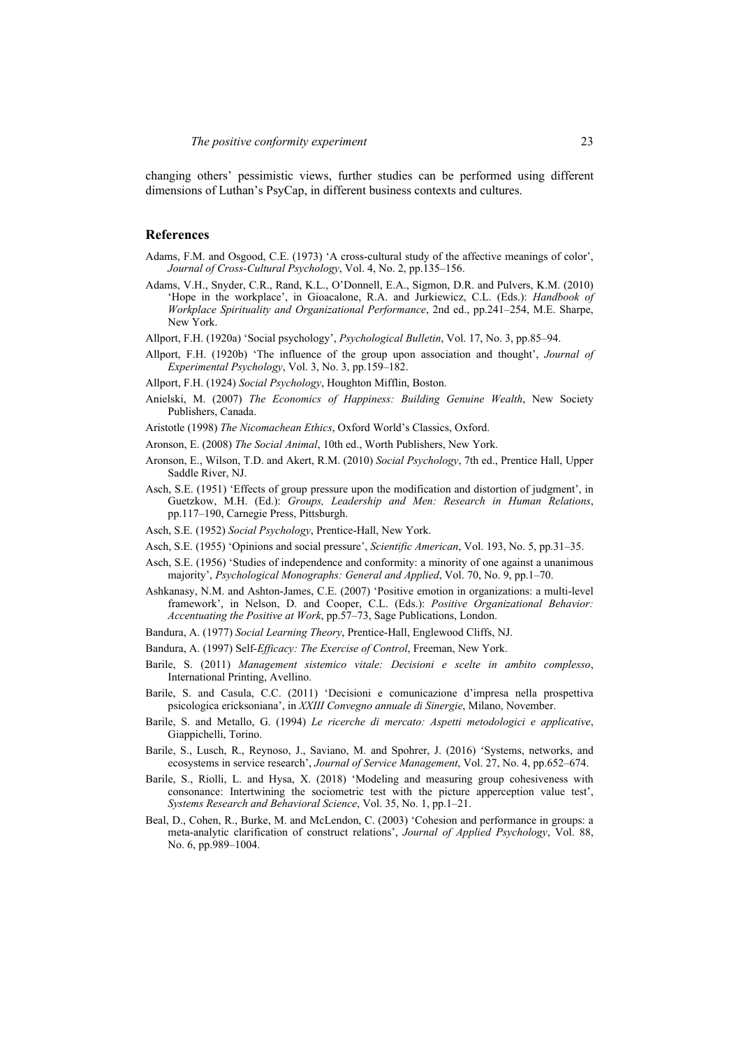changing others' pessimistic views, further studies can be performed using different dimensions of Luthan's PsyCap, in different business contexts and cultures.

## References

Adams, F.M. and Osgood, C.E. (1973) 'A cross-cultural study of the affective meanings of color', *Journal of Cross-Cultural Psychology*, Vol. 4, No. 2, pp.135–156.

Adams, V.H., Snyder, C.R., Rand, K.L., O'Donnell, E.A., Sigmon, D.R. and Pulvers, K.M. (2010) 'Hope in the workplace', in Gioacalone, R.A. and Jurkiewicz, C.L. (Eds.): *Handbook of Workplace Spirituality and Organizational Performance*, 2nd ed., pp.241–254, M.E. Sharpe, New York.

Allport, F.H. (1920a) 'Social psychology', *Psychological Bulletin*, Vol. 17, No. 3, pp.85–94.

Allport, F.H. (1920b) 'The influence of the group upon association and thought', *Journal of Experimental Psychology*, Vol. 3, No. 3, pp.159–182.

Allport, F.H. (1924) *Social Psychology*, Houghton Mifflin, Boston.

Anielski, M. (2007) *The Economics of Happiness: Building Genuine Wealth*, New Society Publishers, Canada.

Aristotle (1998) *The Nicomachean Ethics*, Oxford World's Classics, Oxford.

Aronson, E. (2008) *The Social Animal*, 10th ed., Worth Publishers, New York.

Aronson, E., Wilson, T.D. and Akert, R.M. (2010) *Social Psychology*, 7th ed., Prentice Hall, Upper Saddle River, NJ.

Asch, S.E. (1951) 'Effects of group pressure upon the modification and distortion of judgment', in Guetzkow, M.H. (Ed.): *Groups, Leadership and Men: Research in Human Relations*, pp.117–190, Carnegie Press, Pittsburgh.

Asch, S.E. (1952) *Social Psychology*, Prentice-Hall, New York.

Asch, S.E. (1955) 'Opinions and social pressure', *Scientific American*, Vol. 193, No. 5, pp.31–35.

Asch, S.E. (1956) 'Studies of independence and conformity: a minority of one against a unanimous majority', *Psychological Monographs: General and Applied*, Vol. 70, No. 9, pp.1–70.

Ashkanasy, N.M. and Ashton-James, C.E. (2007) 'Positive emotion in organizations: a multi-level framework', in Nelson, D. and Cooper, C.L. (Eds.): *Positive Organizational Behavior: Accentuating the Positive at Work*, pp.57–73, Sage Publications, London.

Bandura, A. (1977) *Social Learning Theory*, Prentice-Hall, Englewood Cliffs, NJ.

Bandura, A. (1997) Self-*Efficacy: The Exercise of Control*, Freeman, New York.

Barile, S. (2011) *Management sistemico vitale: Decisioni e scelte in ambito complesso*, International Printing, Avellino.

Barile, S. and Casula, C.C. (2011) 'Decisioni e comunicazione d'impresa nella prospettiva psicologica ericksoniana', in *XXIII Convegno annuale di Sinergie*, Milano, November.

Barile, S. and Metallo, G. (1994) *Le ricerche di mercato: Aspetti metodologici e applicative*, Giappichelli, Torino.

Barile, S., Lusch, R., Reynoso, J., Saviano, M. and Spohrer, J. (2016) 'Systems, networks, and ecosystems in service research', *Journal of Service Management*, Vol. 27, No. 4, pp.652–674.

Barile, S., Riolli, L. and Hysa, X. (2018) 'Modeling and measuring group cohesiveness with consonance: Intertwining the sociometric test with the picture apperception value test', *Systems Research and Behavioral Science*, Vol. 35, No. 1, pp.1–21.

Beal, D., Cohen, R., Burke, M. and McLendon, C. (2003) 'Cohesion and performance in groups: a meta-analytic clarification of construct relations', *Journal of Applied Psychology*, Vol. 88, No. 6, pp.989–1004.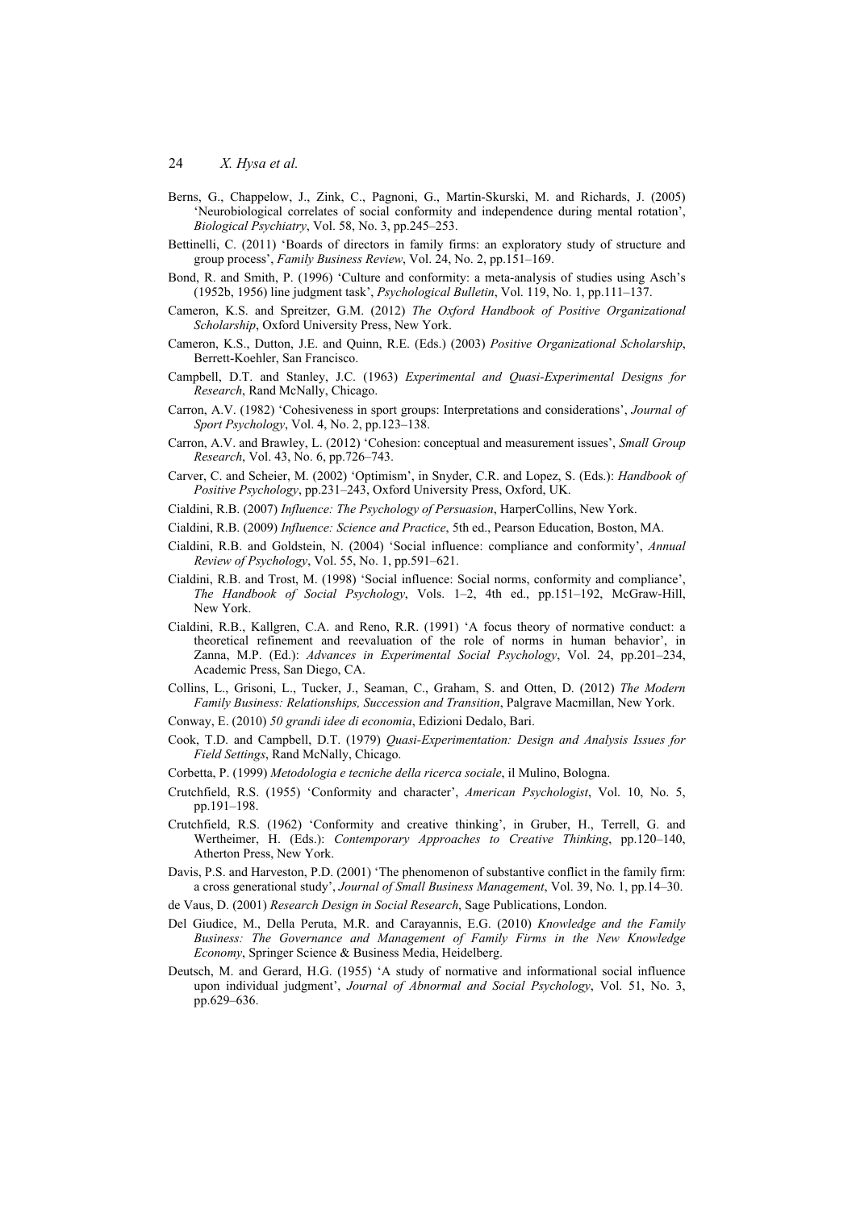Berns, G., Chappelow, J., Zink, C., Pagnoni, G., Martin-Skurski, M. and Richards, J. (2005) 'Neurobiological correlates of social conformity and independence during mental rotation', *Biological Psychiatry*, Vol. 58, No. 3, pp.245–253.

Bettinelli, C. (2011) 'Boards of directors in family firms: an exploratory study of structure and group process', *Family Business Review*, Vol. 24, No. 2, pp.151–169.

Bond, R. and Smith, P. (1996) 'Culture and conformity: a meta-analysis of studies using Asch's (1952b, 1956) line judgment task', *Psychological Bulletin*, Vol. 119, No. 1, pp.111–137.

Cameron, K.S. and Spreitzer, G.M. (2012) *The Oxford Handbook of Positive Organizational Scholarship*, Oxford University Press, New York.

Cameron, K.S., Dutton, J.E. and Quinn, R.E. (Eds.) (2003) *Positive Organizational Scholarship*, Berrett-Koehler, San Francisco.

Campbell, D.T. and Stanley, J.C. (1963) *Experimental and Quasi-Experimental Designs for Research*, Rand McNally, Chicago.

Carron, A.V. (1982) 'Cohesiveness in sport groups: Interpretations and considerations', *Journal of Sport Psychology*, Vol. 4, No. 2, pp.123–138.

Carron, A.V. and Brawley, L. (2012) 'Cohesion: conceptual and measurement issues', *Small Group Research*, Vol. 43, No. 6, pp.726–743.

Carver, C. and Scheier, M. (2002) 'Optimism', in Snyder, C.R. and Lopez, S. (Eds.): *Handbook of Positive Psychology*, pp.231–243, Oxford University Press, Oxford, UK.

Cialdini, R.B. (2007) *Influence: The Psychology of Persuasion*, HarperCollins, New York.

Cialdini, R.B. (2009) *Influence: Science and Practice*, 5th ed., Pearson Education, Boston, MA.

Cialdini, R.B. and Goldstein, N. (2004) 'Social influence: compliance and conformity', *Annual Review of Psychology*, Vol. 55, No. 1, pp.591–621.

Cialdini, R.B. and Trost, M. (1998) 'Social influence: Social norms, conformity and compliance', *The Handbook of Social Psychology*, Vols. 1–2, 4th ed., pp.151–192, McGraw-Hill, New York.

Cialdini, R.B., Kallgren, C.A. and Reno, R.R. (1991) 'A focus theory of normative conduct: a theoretical refinement and reevaluation of the role of norms in human behavior', in Zanna, M.P. (Ed.): *Advances in Experimental Social Psychology*, Vol. 24, pp.201–234, Academic Press, San Diego, CA.

Collins, L., Grisoni, L., Tucker, J., Seaman, C., Graham, S. and Otten, D. (2012) *The Modern Family Business: Relationships, Succession and Transition*, Palgrave Macmillan, New York.

Conway, E. (2010) *50 grandi idee di economia*, Edizioni Dedalo, Bari.

Cook, T.D. and Campbell, D.T. (1979) *Quasi-Experimentation: Design and Analysis Issues for Field Settings*, Rand McNally, Chicago.

Corbetta, P. (1999) *Metodologia e tecniche della ricerca sociale*, il Mulino, Bologna.

Crutchfield, R.S. (1955) 'Conformity and character', *American Psychologist*, Vol. 10, No. 5, pp.191–198.

Crutchfield, R.S. (1962) 'Conformity and creative thinking', in Gruber, H., Terrell, G. and Wertheimer, H. (Eds.): *Contemporary Approaches to Creative Thinking*, pp.120–140, Atherton Press, New York.

Davis, P.S. and Harveston, P.D. (2001) 'The phenomenon of substantive conflict in the family firm: a cross generational study', *Journal of Small Business Management*, Vol. 39, No. 1, pp.14–30.

de Vaus, D. (2001) *Research Design in Social Research*, Sage Publications, London.

Del Giudice, M., Della Peruta, M.R. and Carayannis, E.G. (2010) *Knowledge and the Family Business: The Governance and Management of Family Firms in the New Knowledge Economy*, Springer Science & Business Media, Heidelberg.

Deutsch, M. and Gerard, H.G. (1955) 'A study of normative and informational social influence upon individual judgment', *Journal of Abnormal and Social Psychology*, Vol. 51, No. 3, pp.629–636.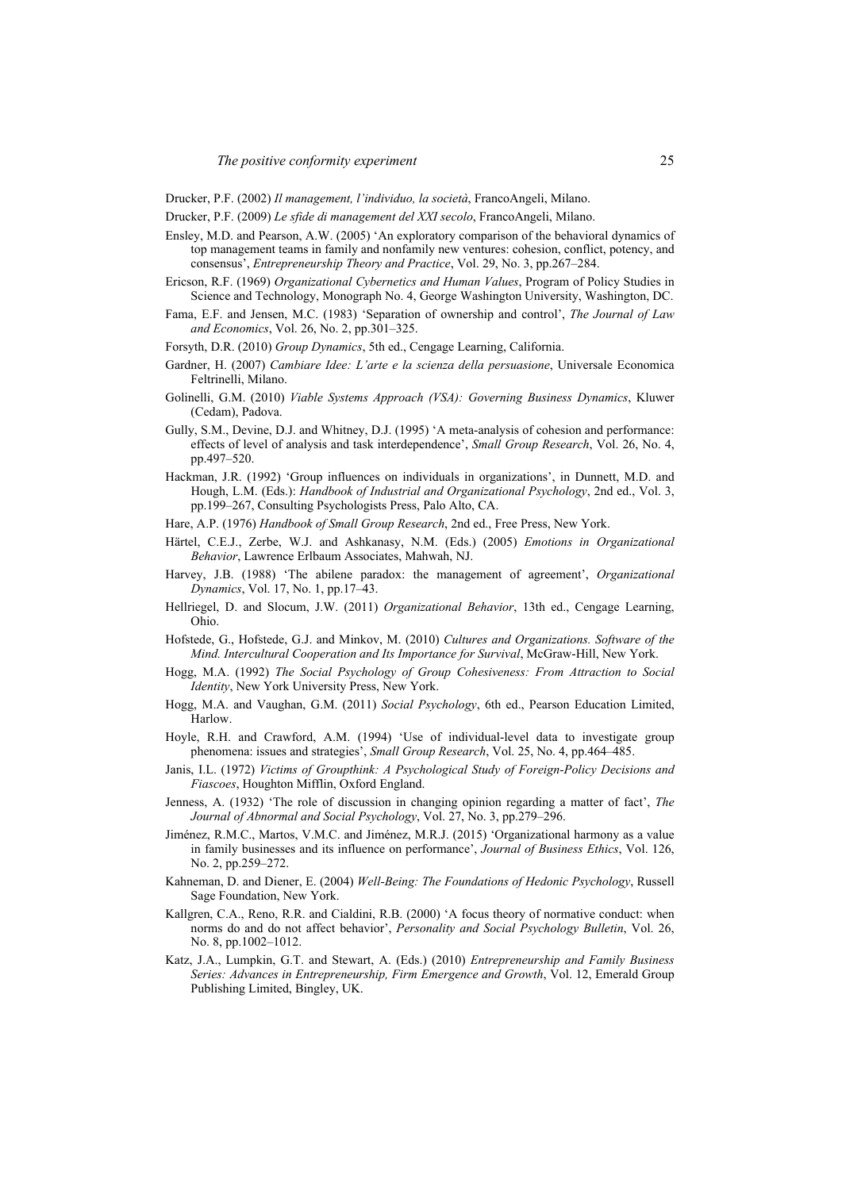Drucker, P.F. (2002) *Il management, l'individuo, la società*, FrancoAngeli, Milano.

Drucker, P.F. (2009) *Le sfide di management del XXI secolo*, FrancoAngeli, Milano.

Ensley, M.D. and Pearson, A.W. (2005) 'An exploratory comparison of the behavioral dynamics of top management teams in family and nonfamily new ventures: cohesion, conflict, potency, and consensus', *Entrepreneurship Theory and Practice*, Vol. 29, No. 3, pp.267–284.

Ericson, R.F. (1969) *Organizational Cybernetics and Human Values*, Program of Policy Studies in Science and Technology, Monograph No. 4, George Washington University, Washington, DC.

Fama, E.F. and Jensen, M.C. (1983) 'Separation of ownership and control', *The Journal of Law and Economics*, Vol. 26, No. 2, pp.301–325.

Forsyth, D.R. (2010) *Group Dynamics*, 5th ed., Cengage Learning, California.

Gardner, H. (2007) *Cambiare Idee: L'arte e la scienza della persuasione*, Universale Economica Feltrinelli, Milano.

Golinelli, G.M. (2010) *Viable Systems Approach (VSA): Governing Business Dynamics*, Kluwer (Cedam), Padova.

Gully, S.M., Devine, D.J. and Whitney, D.J. (1995) 'A meta-analysis of cohesion and performance: effects of level of analysis and task interdependence', *Small Group Research*, Vol. 26, No. 4, pp.497–520.

Hackman, J.R. (1992) 'Group influences on individuals in organizations', in Dunnett, M.D. and Hough, L.M. (Eds.): *Handbook of Industrial and Organizational Psychology*, 2nd ed., Vol. 3, pp.199–267, Consulting Psychologists Press, Palo Alto, CA.

Hare, A.P. (1976) *Handbook of Small Group Research*, 2nd ed., Free Press, New York.

Härtel, C.E.J., Zerbe, W.J. and Ashkanasy, N.M. (Eds.) (2005) *Emotions in Organizational Behavior*, Lawrence Erlbaum Associates, Mahwah, NJ.

Harvey, J.B. (1988) 'The abilene paradox: the management of agreement', *Organizational Dynamics*, Vol. 17, No. 1, pp.17–43.

Hellriegel, D. and Slocum, J.W. (2011) *Organizational Behavior*, 13th ed., Cengage Learning, Ohio.

Hofstede, G., Hofstede, G.J. and Minkov, M. (2010) *Cultures and Organizations. Software of the Mind. Intercultural Cooperation and Its Importance for Survival*, McGraw-Hill, New York.

Hogg, M.A. (1992) *The Social Psychology of Group Cohesiveness: From Attraction to Social Identity*, New York University Press, New York.

Hogg, M.A. and Vaughan, G.M. (2011) *Social Psychology*, 6th ed., Pearson Education Limited, Harlow.

Hoyle, R.H. and Crawford, A.M. (1994) 'Use of individual-level data to investigate group phenomena: issues and strategies', *Small Group Research*, Vol. 25, No. 4, pp.464–485.

Janis, I.L. (1972) *Victims of Groupthink: A Psychological Study of Foreign-Policy Decisions and Fiascoes*, Houghton Mifflin, Oxford England.

Jenness, A. (1932) 'The role of discussion in changing opinion regarding a matter of fact', *The Journal of Abnormal and Social Psychology*, Vol. 27, No. 3, pp.279–296.

Jiménez, R.M.C., Martos, V.M.C. and Jiménez, M.R.J. (2015) 'Organizational harmony as a value in family businesses and its influence on performance', *Journal of Business Ethics*, Vol. 126, No. 2, pp.259–272.

Kahneman, D. and Diener, E. (2004) *Well-Being: The Foundations of Hedonic Psychology*, Russell Sage Foundation, New York.

Kallgren, C.A., Reno, R.R. and Cialdini, R.B. (2000) 'A focus theory of normative conduct: when norms do and do not affect behavior', *Personality and Social Psychology Bulletin*, Vol. 26, No. 8, pp.1002–1012.

Katz, J.A., Lumpkin, G.T. and Stewart, A. (Eds.) (2010) *Entrepreneurship and Family Business Series: Advances in Entrepreneurship, Firm Emergence and Growth*, Vol. 12, Emerald Group Publishing Limited, Bingley, UK.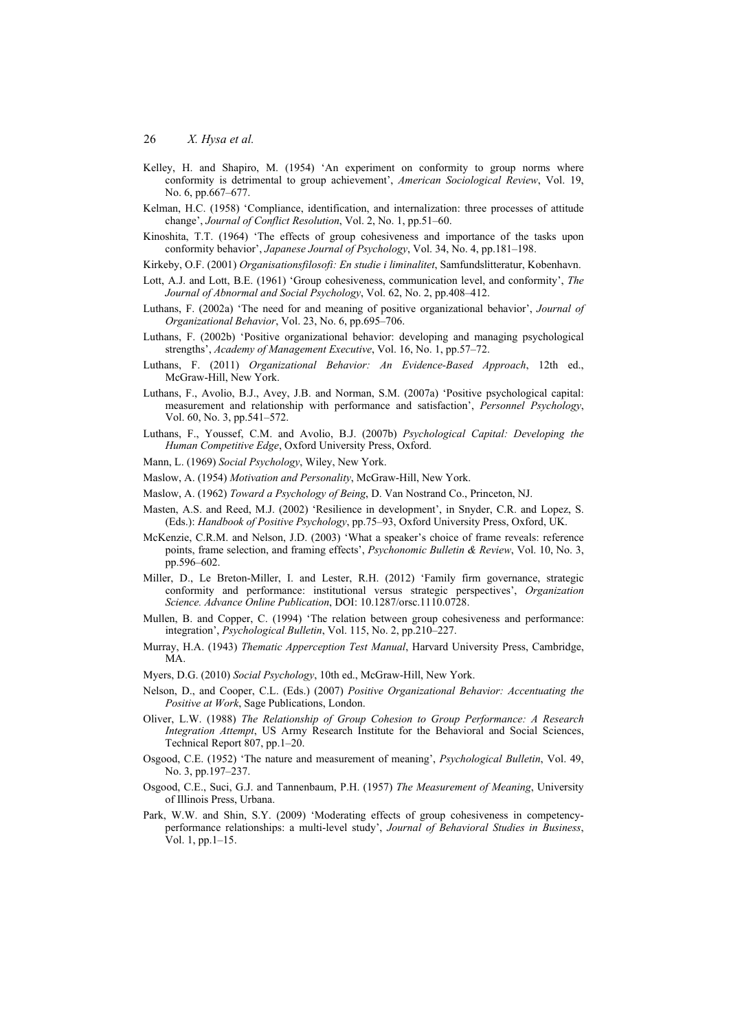Kelley, H. and Shapiro, M. (1954) 'An experiment on conformity to group norms where conformity is detrimental to group achievement', *American Sociological Review*, Vol. 19, No. 6, pp.667–677.

Kelman, H.C. (1958) 'Compliance, identification, and internalization: three processes of attitude change', *Journal of Conflict Resolution*, Vol. 2, No. 1, pp.51–60.

Kinoshita, T.T. (1964) 'The effects of group cohesiveness and importance of the tasks upon conformity behavior', *Japanese Journal of Psychology*, Vol. 34, No. 4, pp.181–198.

Kirkeby, O.F. (2001) *Organisationsfilosofi: En studie i liminalitet*, Samfundslitteratur, Kobenhavn.

Lott, A.J. and Lott, B.E. (1961) 'Group cohesiveness, communication level, and conformity', *The Journal of Abnormal and Social Psychology*, Vol. 62, No. 2, pp.408–412.

Luthans, F. (2002a) 'The need for and meaning of positive organizational behavior', *Journal of Organizational Behavior*, Vol. 23, No. 6, pp.695–706.

Luthans, F. (2002b) 'Positive organizational behavior: developing and managing psychological strengths', *Academy of Management Executive*, Vol. 16, No. 1, pp.57–72.

Luthans, F. (2011) *Organizational Behavior: An Evidence-Based Approach*, 12th ed., McGraw-Hill, New York.

Luthans, F., Avolio, B.J., Avey, J.B. and Norman, S.M. (2007a) 'Positive psychological capital: measurement and relationship with performance and satisfaction', *Personnel Psychology*, Vol. 60, No. 3, pp.541–572.

Luthans, F., Youssef, C.M. and Avolio, B.J. (2007b) *Psychological Capital: Developing the Human Competitive Edge*, Oxford University Press, Oxford.

Mann, L. (1969) *Social Psychology*, Wiley, New York.

Maslow, A. (1954) *Motivation and Personality*, McGraw-Hill, New York.

Maslow, A. (1962) *Toward a Psychology of Being*, D. Van Nostrand Co., Princeton, NJ.

Masten, A.S. and Reed, M.J. (2002) 'Resilience in development', in Snyder, C.R. and Lopez, S. (Eds.): *Handbook of Positive Psychology*, pp.75–93, Oxford University Press, Oxford, UK.

McKenzie, C.R.M. and Nelson, J.D. (2003) 'What a speaker's choice of frame reveals: reference points, frame selection, and framing effects', *Psychonomic Bulletin & Review*, Vol. 10, No. 3, pp.596–602.

Miller, D., Le Breton-Miller, I. and Lester, R.H. (2012) 'Family firm governance, strategic conformity and performance: institutional versus strategic perspectives', *Organization Science. Advance Online Publication*, DOI: 10.1287/orsc.1110.0728.

Mullen, B. and Copper, C. (1994) 'The relation between group cohesiveness and performance: integration', *Psychological Bulletin*, Vol. 115, No. 2, pp.210–227.

Murray, H.A. (1943) *Thematic Apperception Test Manual*, Harvard University Press, Cambridge, MA.

Myers, D.G. (2010) *Social Psychology*, 10th ed., McGraw-Hill, New York.

Nelson, D., and Cooper, C.L. (Eds.) (2007) *Positive Organizational Behavior: Accentuating the Positive at Work*, Sage Publications, London.

Oliver, L.W. (1988) *The Relationship of Group Cohesion to Group Performance: A Research Integration Attempt*, US Army Research Institute for the Behavioral and Social Sciences, Technical Report 807, pp.1–20.

Osgood, C.E. (1952) 'The nature and measurement of meaning', *Psychological Bulletin*, Vol. 49, No. 3, pp.197–237.

Osgood, C.E., Suci, G.J. and Tannenbaum, P.H. (1957) *The Measurement of Meaning*, University of Illinois Press, Urbana.

Park, W.W. and Shin, S.Y. (2009) 'Moderating effects of group cohesiveness in competency-performance relationships: a multi-level study', *Journal of Behavioral Studies in Business*, Vol. 1, pp.1–15.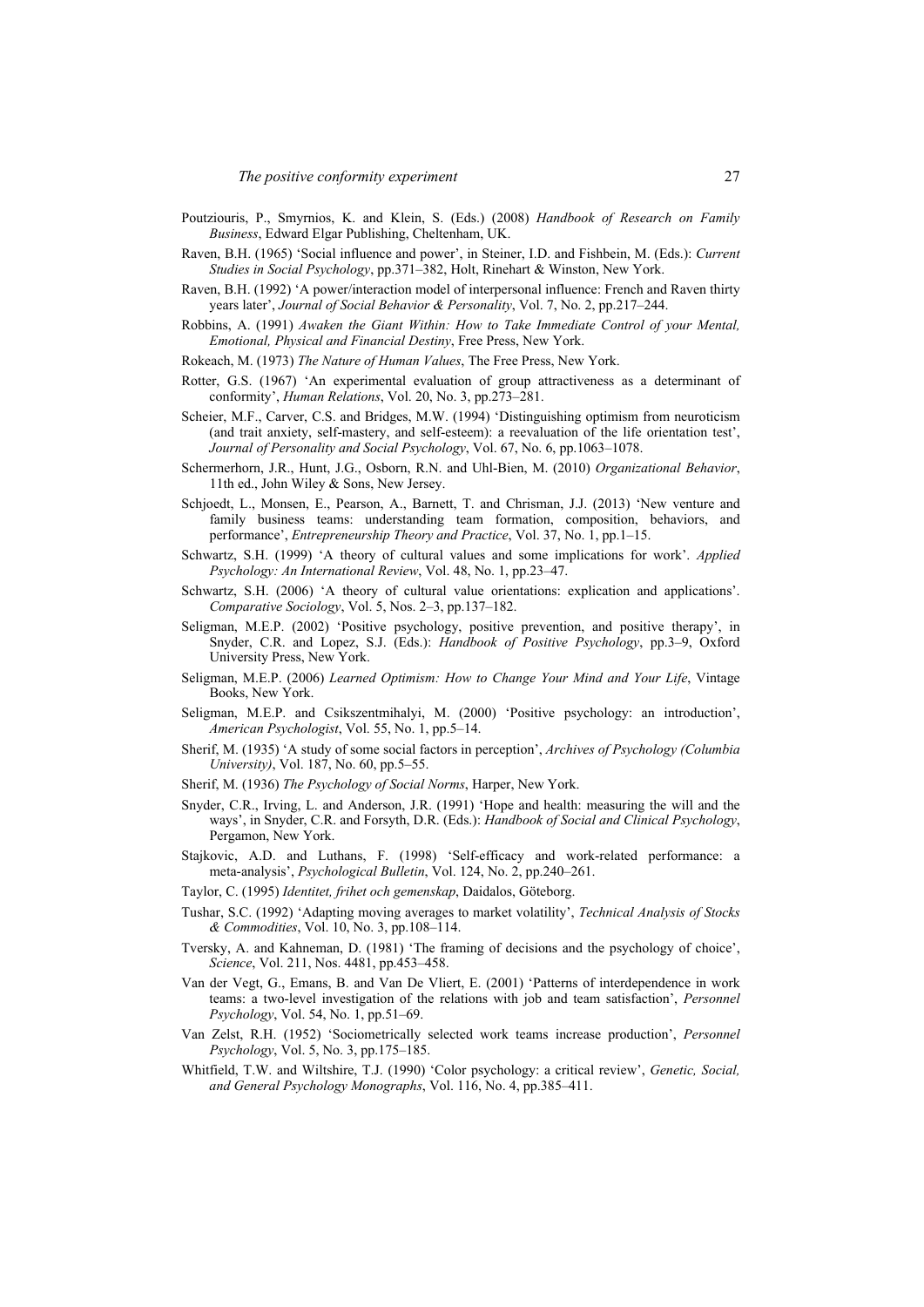Poutziouris, P., Smyrnios, K. and Klein, S. (Eds.) (2008) *Handbook of Research on Family Business*, Edward Elgar Publishing, Cheltenham, UK.

Raven, B.H. (1965) 'Social influence and power', in Steiner, I.D. and Fishbein, M. (Eds.): *Current Studies in Social Psychology*, pp.371–382, Holt, Rinehart & Winston, New York.

Raven, B.H. (1992) 'A power/interaction model of interpersonal influence: French and Raven thirty years later', *Journal of Social Behavior & Personality*, Vol. 7, No. 2, pp.217–244.

Robbins, A. (1991) *Awaken the Giant Within: How to Take Immediate Control of your Mental, Emotional, Physical and Financial Destiny*, Free Press, New York.

Rokeach, M. (1973) *The Nature of Human Values*, The Free Press, New York.

Rotter, G.S. (1967) 'An experimental evaluation of group attractiveness as a determinant of conformity', *Human Relations*, Vol. 20, No. 3, pp.273–281.

Scheier, M.F., Carver, C.S. and Bridges, M.W. (1994) 'Distinguishing optimism from neuroticism (and trait anxiety, self-mastery, and self-esteem): a reevaluation of the life orientation test', *Journal of Personality and Social Psychology*, Vol. 67, No. 6, pp.1063–1078.

Schermerhorn, J.R., Hunt, J.G., Osborn, R.N. and Uhl-Bien, M. (2010) *Organizational Behavior*, 11th ed., John Wiley & Sons, New Jersey.

Schjoedt, L., Monsen, E., Pearson, A., Barnett, T. and Chrisman, J.J. (2013) 'New venture and family business teams: understanding team formation, composition, behaviors, and performance', *Entrepreneurship Theory and Practice*, Vol. 37, No. 1, pp.1–15.

Schwartz, S.H. (1999) 'A theory of cultural values and some implications for work'. *Applied Psychology: An International Review*, Vol. 48, No. 1, pp.23–47.

Schwartz, S.H. (2006) 'A theory of cultural value orientations: explication and applications'. *Comparative Sociology*, Vol. 5, Nos. 2–3, pp.137–182.

Seligman, M.E.P. (2002) 'Positive psychology, positive prevention, and positive therapy', in Snyder, C.R. and Lopez, S.J. (Eds.): *Handbook of Positive Psychology*, pp.3–9, Oxford University Press, New York.

Seligman, M.E.P. (2006) *Learned Optimism: How to Change Your Mind and Your Life*, Vintage Books, New York.

Seligman, M.E.P. and Csikszentmihalyi, M. (2000) 'Positive psychology: an introduction', *American Psychologist*, Vol. 55, No. 1, pp.5–14.

Sherif, M. (1935) 'A study of some social factors in perception', *Archives of Psychology (Columbia University)*, Vol. 187, No. 60, pp.5–55.

Sherif, M. (1936) *The Psychology of Social Norms*, Harper, New York.

Snyder, C.R., Irving, L. and Anderson, J.R. (1991) 'Hope and health: measuring the will and the ways', in Snyder, C.R. and Forsyth, D.R. (Eds.): *Handbook of Social and Clinical Psychology*, Pergamon, New York.

Stajkovic, A.D. and Luthans, F. (1998) 'Self-efficacy and work-related performance: a meta-analysis', *Psychological Bulletin*, Vol. 124, No. 2, pp.240–261.

Taylor, C. (1995) *Identitet, frihet och gemenskap*, Daidalos, Göteborg.

Tushar, S.C. (1992) 'Adapting moving averages to market volatility', *Technical Analysis of Stocks & Commodities*, Vol. 10, No. 3, pp.108–114.

Tversky, A. and Kahneman, D. (1981) 'The framing of decisions and the psychology of choice', *Science*, Vol. 211, Nos. 4481, pp.453–458.

Van der Vegt, G., Emans, B. and Van De Vliert, E. (2001) 'Patterns of interdependence in work teams: a two-level investigation of the relations with job and team satisfaction', *Personnel Psychology*, Vol. 54, No. 1, pp.51–69.

Van Zelst, R.H. (1952) 'Sociometrically selected work teams increase production', *Personnel Psychology*, Vol. 5, No. 3, pp.175–185.

Whitfield, T.W. and Wiltshire, T.J. (1990) 'Color psychology: a critical review', *Genetic, Social, and General Psychology Monographs*, Vol. 116, No. 4, pp.385–411.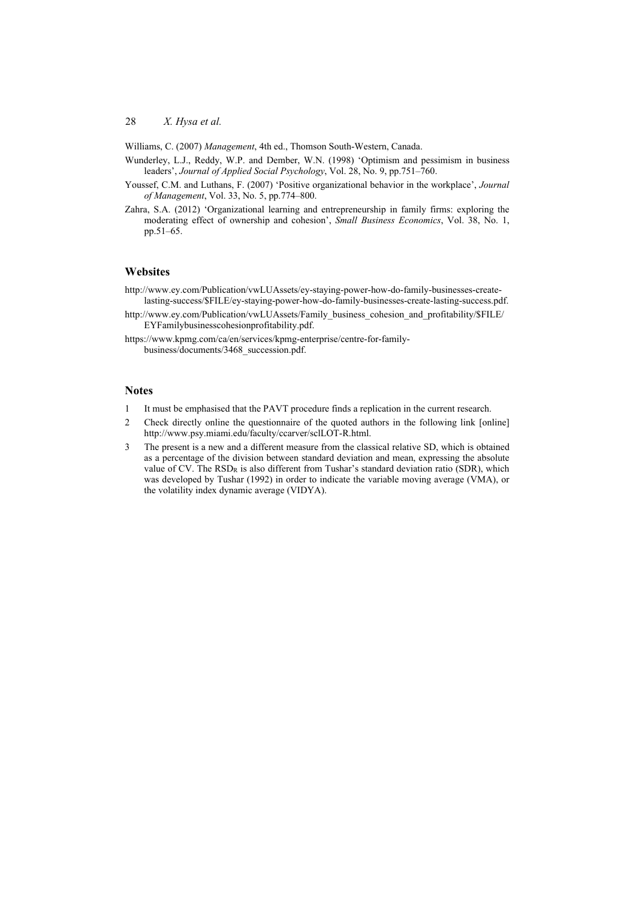Williams, C. (2007) *Management*, 4th ed., Thomson South-Western, Canada.

Wunderley, L.J., Reddy, W.P. and Dember, W.N. (1998) 'Optimism and pessimism in business leaders', *Journal of Applied Social Psychology*, Vol. 28, No. 9, pp.751–760.

Youssef, C.M. and Luthans, F. (2007) 'Positive organizational behavior in the workplace', *Journal of Management*, Vol. 33, No. 5, pp.774–800.

Zahra, S.A. (2012) 'Organizational learning and entrepreneurship in family firms: exploring the moderating effect of ownership and cohesion', *Small Business Economics*, Vol. 38, No. 1, pp.51–65.

## Websites

http://www.ey.com/Publication/vwLUAssets/ey-staying-power-how-do-family-businesses-create-lasting-success/$FILE/ey-staying-power-how-do-family-businesses-create-lasting-success.pdf.

http://www.ey.com/Publication/vwLUAssets/Family_business_cohesion_and_profitability/$FILE/EYFamilybusinesscohesionprofitability.pdf.

https://www.kpmg.com/ca/en/services/kpmg-enterprise/centre-for-family-business/documents/3468_succession.pdf.

## Notes

1. It must be emphasised that the PAVT procedure finds a replication in the current research.
2. Check directly online the questionnaire of the quoted authors in the following link [online] http://www.psy.miami.edu/faculty/ccarver/sclLOT-R.html.
3. The present is a new and a different measure from the classical relative SD, which is obtained as a percentage of the division between standard deviation and mean, expressing the absolute value of CV. The $RSD_R$ is also different from Tushar's standard deviation ratio (SDR), which was developed by Tushar (1992) in order to indicate the variable moving average (VMA), or the volatility index dynamic average (VIDYA).